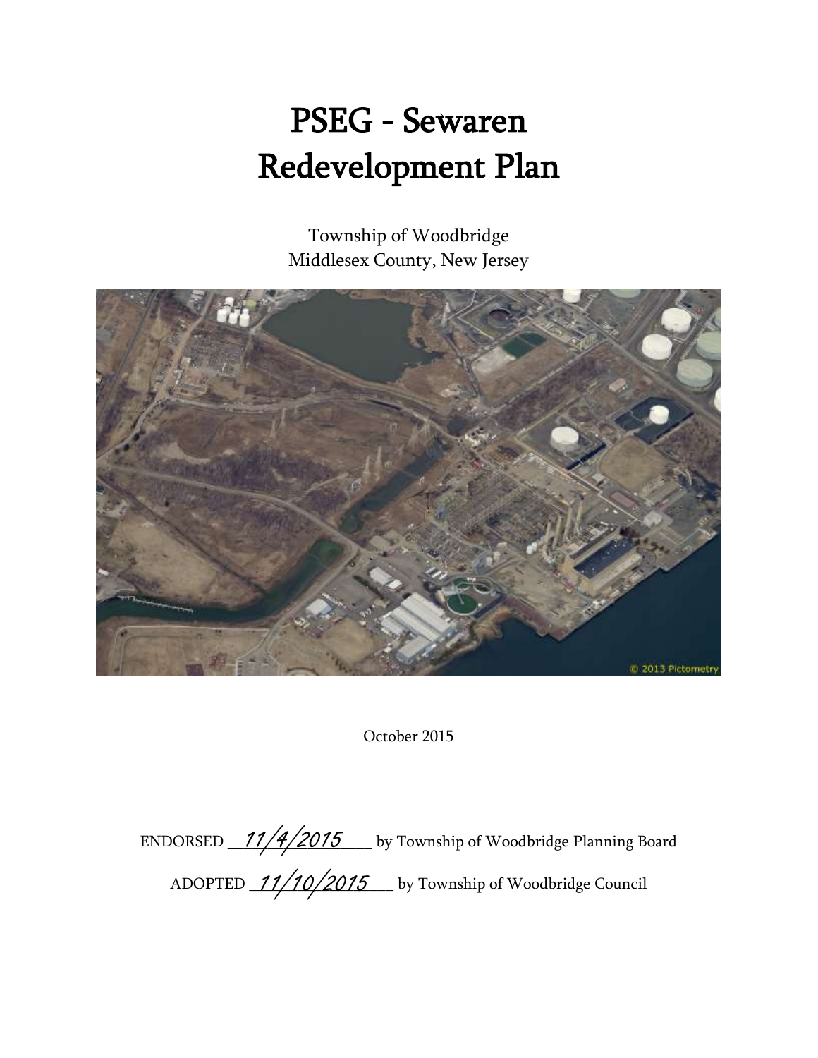# PSEG - Sewaren
# Redevelopment Plan

Township of Woodbridge
Middlesex County, New Jersey

© 2013 Pictometry

October 2015

ENDORSED 11/4/2015 by Township of Woodbridge Planning Board

ADOPTED 11/10/2015 by Township of Woodbridge Council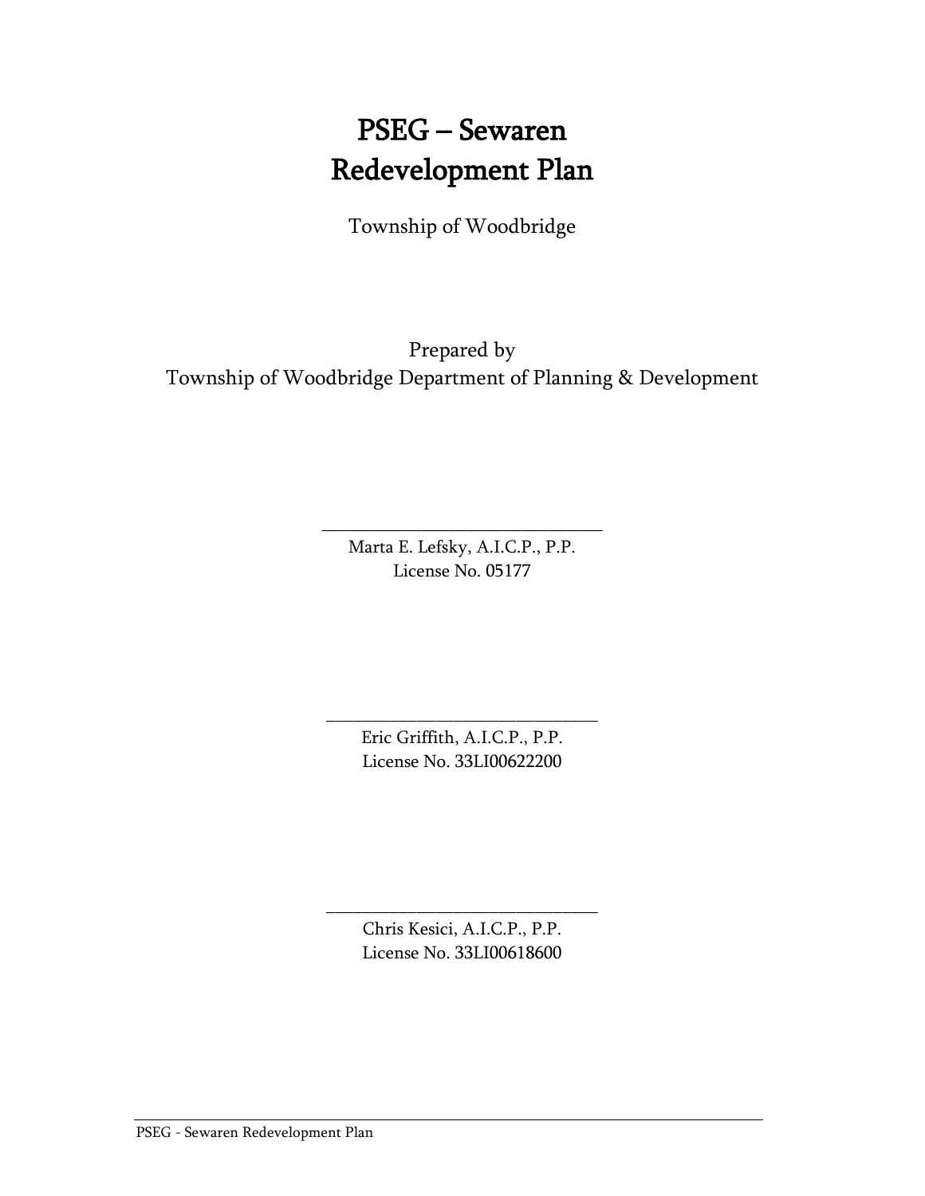# PSEG – Sewaren Redevelopment Plan

Township of Woodbridge

Prepared by
Township of Woodbridge Department of Planning & Development

\_\_\_\_\_\_\_\_\_\_\_\_\_\_\_\_\_\_\_\_\_\_\_\_\_\_\_\_\_\_\_\_
Marta E. Lefsky, A.I.C.P., P.P.
License No. 05177

\_\_\_\_\_\_\_\_\_\_\_\_\_\_\_\_\_\_\_\_\_\_\_\_\_\_\_\_\_\_\_\_
Eric Griffith, A.I.C.P., P.P.
License No. 33LI00622200

\_\_\_\_\_\_\_\_\_\_\_\_\_\_\_\_\_\_\_\_\_\_\_\_\_\_\_\_\_\_\_\_
Chris Kesici, A.I.C.P., P.P.
License No. 33LI00618600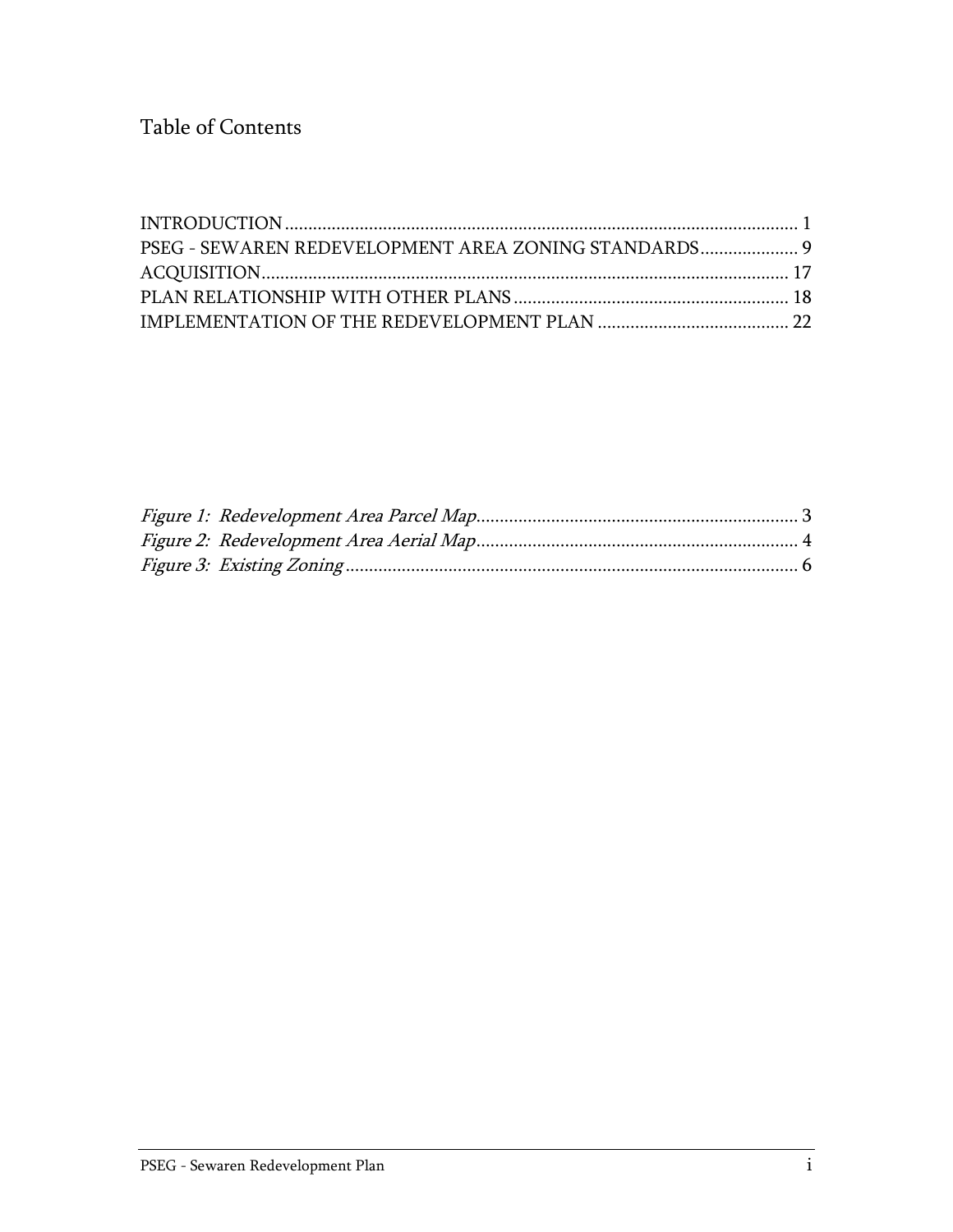# Table of Contents

INTRODUCTION ............................................................................................................ 1
PSEG - SEWAREN REDEVELOPMENT AREA ZONING STANDARDS ..................... 9
ACQUISITION ................................................................................................................ 17
PLAN RELATIONSHIP WITH OTHER PLANS ............................................................ 18
IMPLEMENTATION OF THE REDEVELOPMENT PLAN .......................................... 22

*Figure 1: Redevelopment Area Parcel Map* ..................................................................... 3
*Figure 2: Redevelopment Area Aerial Map* ..................................................................... 4
*Figure 3: Existing Zoning* ................................................................................................. 6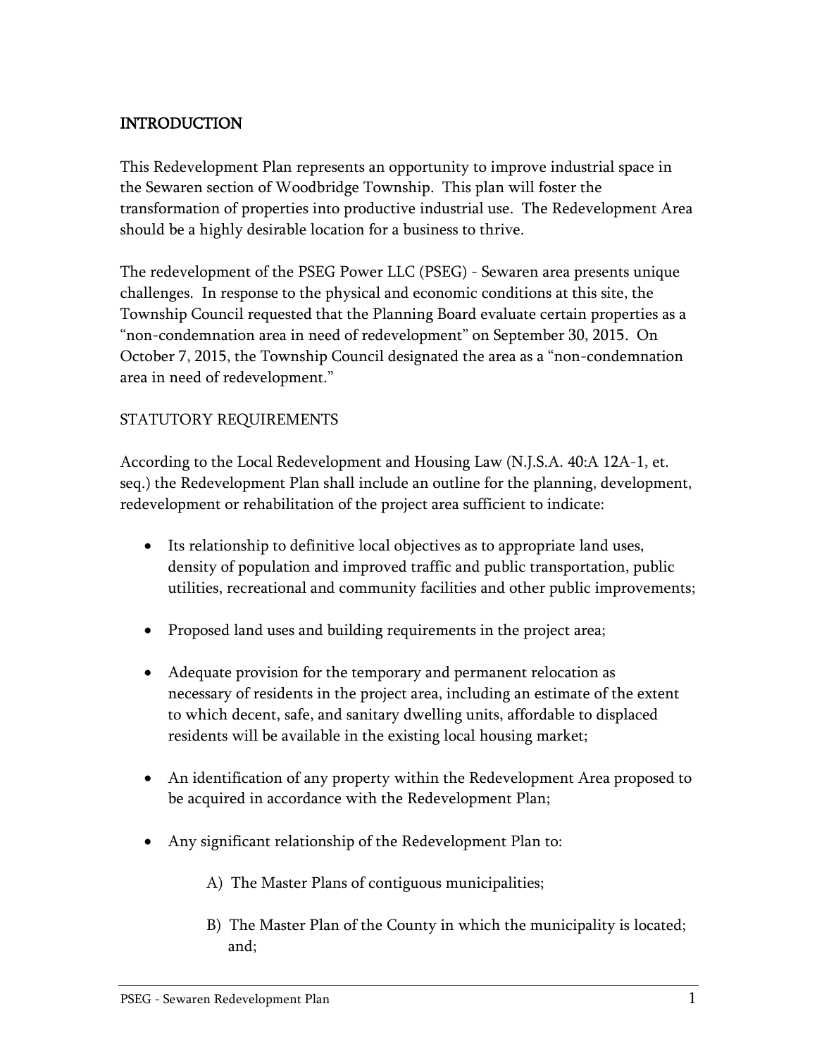## INTRODUCTION

This Redevelopment Plan represents an opportunity to improve industrial space in the Sewaren section of Woodbridge Township. This plan will foster the transformation of properties into productive industrial use. The Redevelopment Area should be a highly desirable location for a business to thrive.

The redevelopment of the PSEG Power LLC (PSEG) - Sewaren area presents unique challenges. In response to the physical and economic conditions at this site, the Township Council requested that the Planning Board evaluate certain properties as a "non-condemnation area in need of redevelopment" on September 30, 2015. On October 7, 2015, the Township Council designated the area as a "non-condemnation area in need of redevelopment."

### STATUTORY REQUIREMENTS

According to the Local Redevelopment and Housing Law (N.J.S.A. 40:A 12A-1, et. seq.) the Redevelopment Plan shall include an outline for the planning, development, redevelopment or rehabilitation of the project area sufficient to indicate:

- Its relationship to definitive local objectives as to appropriate land uses, density of population and improved traffic and public transportation, public utilities, recreational and community facilities and other public improvements;

- Proposed land uses and building requirements in the project area;

- Adequate provision for the temporary and permanent relocation as necessary of residents in the project area, including an estimate of the extent to which decent, safe, and sanitary dwelling units, affordable to displaced residents will be available in the existing local housing market;

- An identification of any property within the Redevelopment Area proposed to be acquired in accordance with the Redevelopment Plan;

- Any significant relationship of the Redevelopment Plan to:

    A) The Master Plans of contiguous municipalities;

    B) The Master Plan of the County in which the municipality is located; and;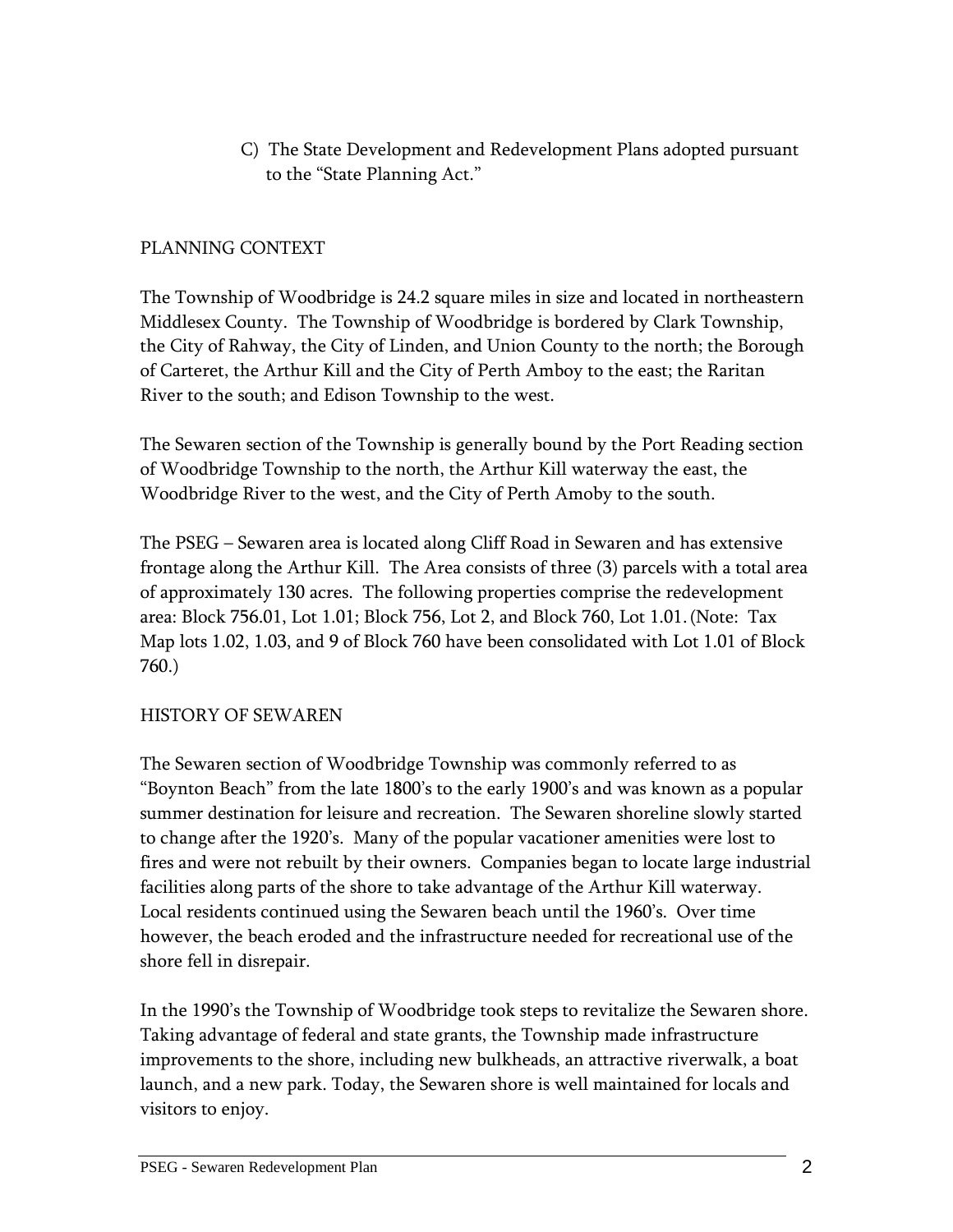C) The State Development and Redevelopment Plans adopted pursuant to the "State Planning Act."

## PLANNING CONTEXT

The Township of Woodbridge is 24.2 square miles in size and located in northeastern Middlesex County. The Township of Woodbridge is bordered by Clark Township, the City of Rahway, the City of Linden, and Union County to the north; the Borough of Carteret, the Arthur Kill and the City of Perth Amboy to the east; the Raritan River to the south; and Edison Township to the west.

The Sewaren section of the Township is generally bound by the Port Reading section of Woodbridge Township to the north, the Arthur Kill waterway the east, the Woodbridge River to the west, and the City of Perth Amoby to the south.

The PSEG – Sewaren area is located along Cliff Road in Sewaren and has extensive frontage along the Arthur Kill. The Area consists of three (3) parcels with a total area of approximately 130 acres. The following properties comprise the redevelopment area: Block 756.01, Lot 1.01; Block 756, Lot 2, and Block 760, Lot 1.01. (Note: Tax Map lots 1.02, 1.03, and 9 of Block 760 have been consolidated with Lot 1.01 of Block 760.)

## HISTORY OF SEWAREN

The Sewaren section of Woodbridge Township was commonly referred to as "Boynton Beach" from the late 1800's to the early 1900's and was known as a popular summer destination for leisure and recreation. The Sewaren shoreline slowly started to change after the 1920's. Many of the popular vacationer amenities were lost to fires and were not rebuilt by their owners. Companies began to locate large industrial facilities along parts of the shore to take advantage of the Arthur Kill waterway. Local residents continued using the Sewaren beach until the 1960's. Over time however, the beach eroded and the infrastructure needed for recreational use of the shore fell in disrepair.

In the 1990's the Township of Woodbridge took steps to revitalize the Sewaren shore. Taking advantage of federal and state grants, the Township made infrastructure improvements to the shore, including new bulkheads, an attractive riverwalk, a boat launch, and a new park. Today, the Sewaren shore is well maintained for locals and visitors to enjoy.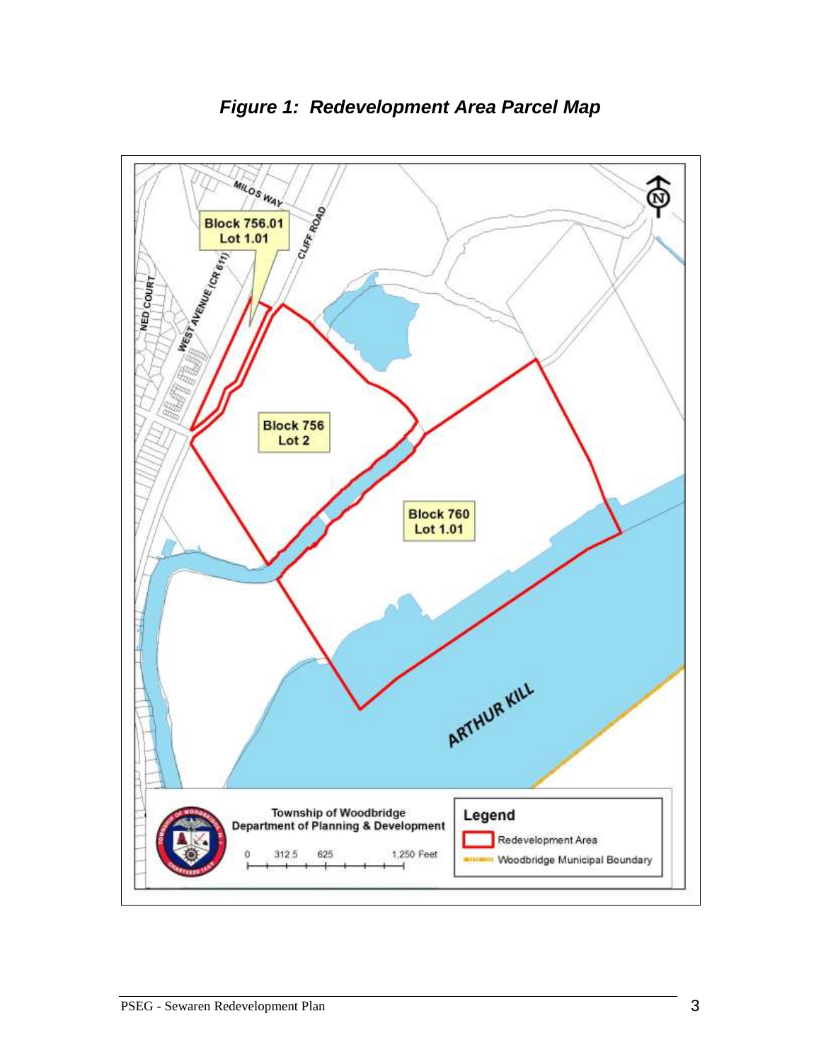*Figure 1: Redevelopment Area Parcel Map*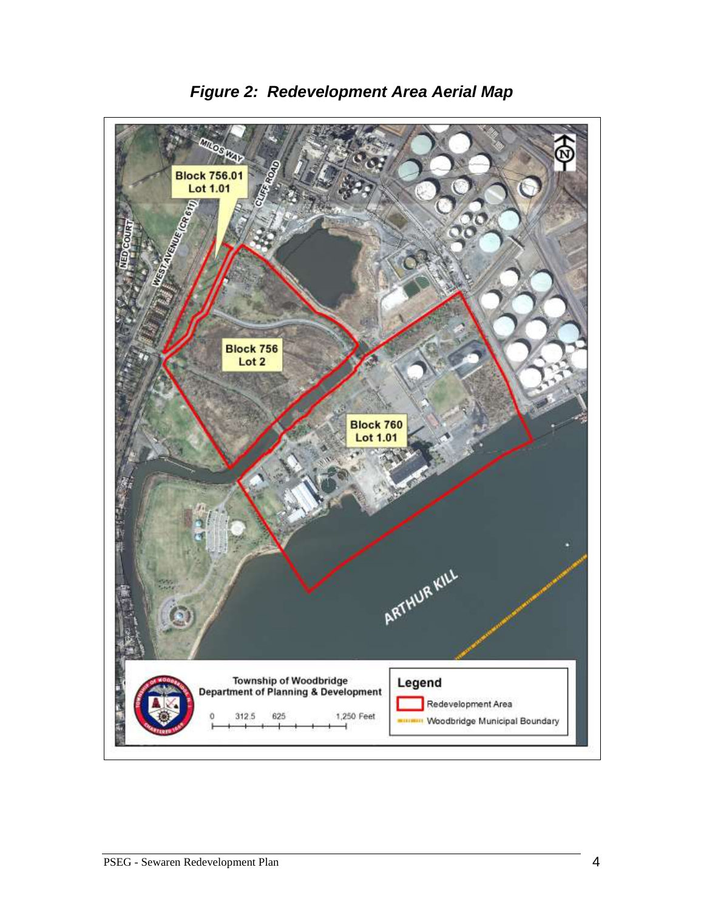*Figure 2: Redevelopment Area Aerial Map*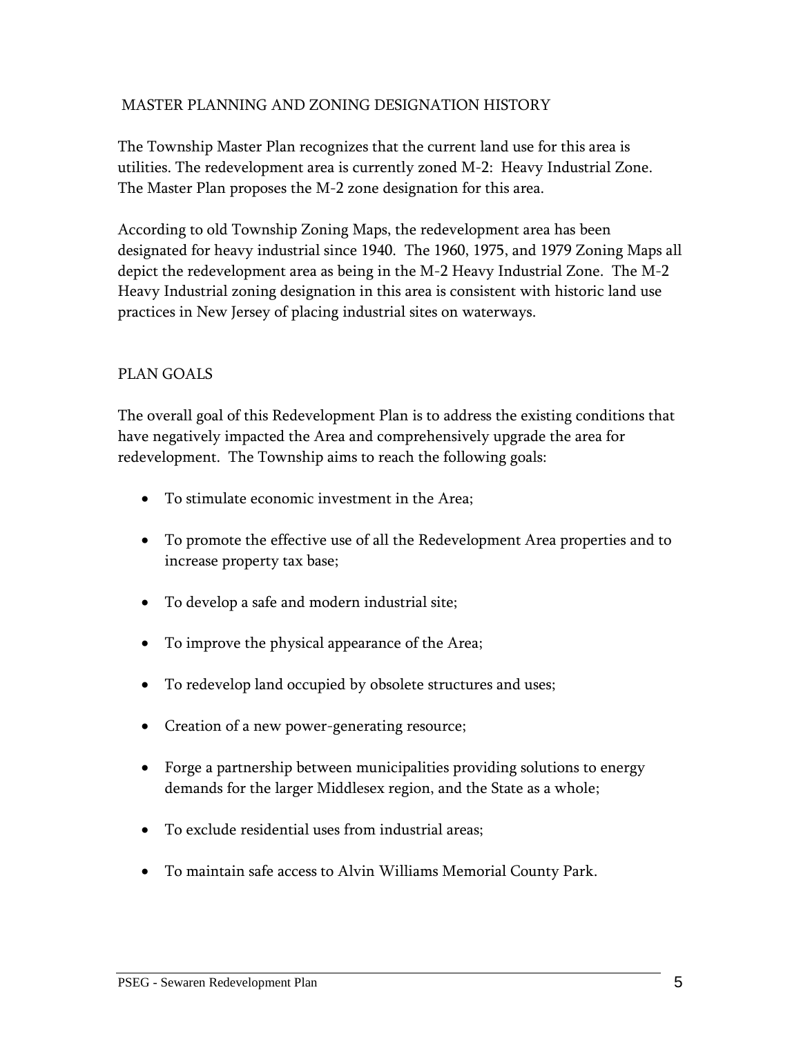## MASTER PLANNING AND ZONING DESIGNATION HISTORY

The Township Master Plan recognizes that the current land use for this area is utilities. The redevelopment area is currently zoned M-2: Heavy Industrial Zone. The Master Plan proposes the M-2 zone designation for this area.

According to old Township Zoning Maps, the redevelopment area has been designated for heavy industrial since 1940. The 1960, 1975, and 1979 Zoning Maps all depict the redevelopment area as being in the M-2 Heavy Industrial Zone. The M-2 Heavy Industrial zoning designation in this area is consistent with historic land use practices in New Jersey of placing industrial sites on waterways.

## PLAN GOALS

The overall goal of this Redevelopment Plan is to address the existing conditions that have negatively impacted the Area and comprehensively upgrade the area for redevelopment. The Township aims to reach the following goals:

- To stimulate economic investment in the Area;
- To promote the effective use of all the Redevelopment Area properties and to increase property tax base;
- To develop a safe and modern industrial site;
- To improve the physical appearance of the Area;
- To redevelop land occupied by obsolete structures and uses;
- Creation of a new power-generating resource;
- Forge a partnership between municipalities providing solutions to energy demands for the larger Middlesex region, and the State as a whole;
- To exclude residential uses from industrial areas;
- To maintain safe access to Alvin Williams Memorial County Park.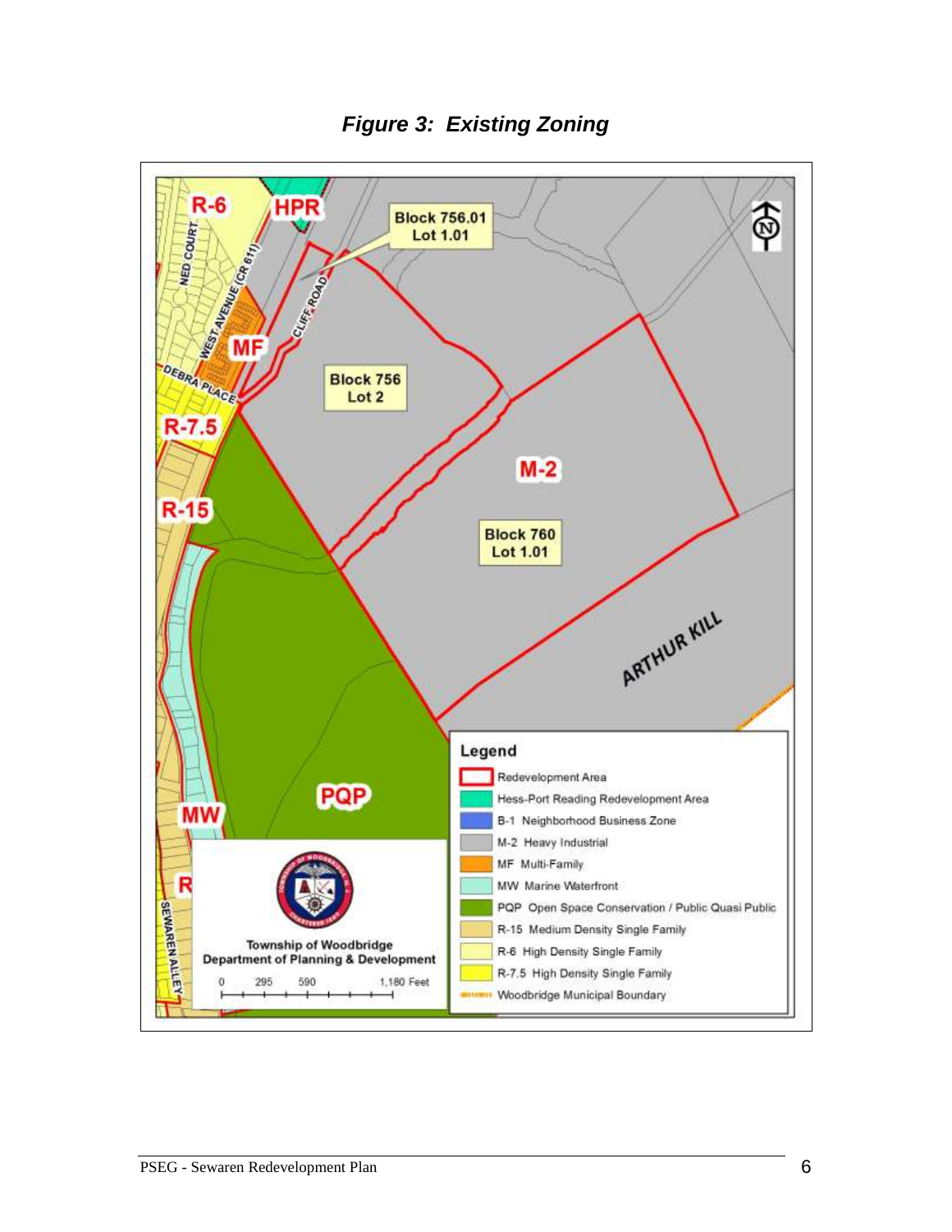***Figure 3: Existing Zoning***

R-6

HPR

Block 756.01
Lot 1.01

NED COURT

WEST AVENUE (CR 611)

CLIFF ROAD

MF

DEBRA PLACE

Block 756
Lot 2

R-7.5

M-2

R-15

Block 760
Lot 1.01

ARTHUR KILL

PQP

MW

R

SEWAREN ALLEY

**Legend**

- Redevelopment Area
- Hess-Port Reading Redevelopment Area
- B-1 Neighborhood Business Zone
- M-2 Heavy Industrial
- MF Multi-Family
- MW Marine Waterfront
- PQP Open Space Conservation / Public Quasi Public
- R-15 Medium Density Single Family
- R-6 High Density Single Family
- R-7.5 High Density Single Family
- Woodbridge Municipal Boundary

Township of Woodbridge
Department of Planning & Development

0 295 590 1,180 Feet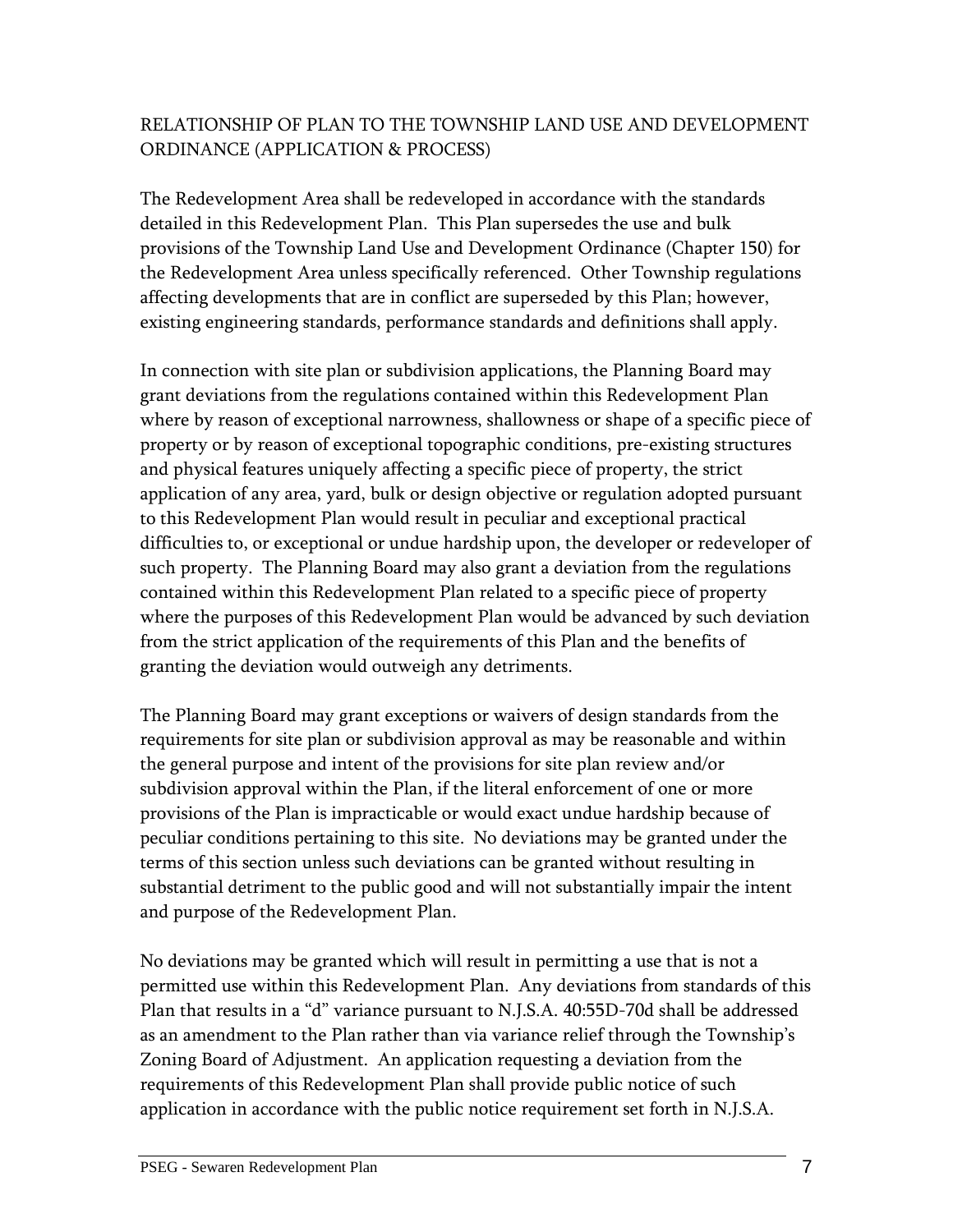## RELATIONSHIP OF PLAN TO THE TOWNSHIP LAND USE AND DEVELOPMENT ORDINANCE (APPLICATION & PROCESS)

The Redevelopment Area shall be redeveloped in accordance with the standards detailed in this Redevelopment Plan. This Plan supersedes the use and bulk provisions of the Township Land Use and Development Ordinance (Chapter 150) for the Redevelopment Area unless specifically referenced. Other Township regulations affecting developments that are in conflict are superseded by this Plan; however, existing engineering standards, performance standards and definitions shall apply.

In connection with site plan or subdivision applications, the Planning Board may grant deviations from the regulations contained within this Redevelopment Plan where by reason of exceptional narrowness, shallowness or shape of a specific piece of property or by reason of exceptional topographic conditions, pre-existing structures and physical features uniquely affecting a specific piece of property, the strict application of any area, yard, bulk or design objective or regulation adopted pursuant to this Redevelopment Plan would result in peculiar and exceptional practical difficulties to, or exceptional or undue hardship upon, the developer or redeveloper of such property. The Planning Board may also grant a deviation from the regulations contained within this Redevelopment Plan related to a specific piece of property where the purposes of this Redevelopment Plan would be advanced by such deviation from the strict application of the requirements of this Plan and the benefits of granting the deviation would outweigh any detriments.

The Planning Board may grant exceptions or waivers of design standards from the requirements for site plan or subdivision approval as may be reasonable and within the general purpose and intent of the provisions for site plan review and/or subdivision approval within the Plan, if the literal enforcement of one or more provisions of the Plan is impracticable or would exact undue hardship because of peculiar conditions pertaining to this site. No deviations may be granted under the terms of this section unless such deviations can be granted without resulting in substantial detriment to the public good and will not substantially impair the intent and purpose of the Redevelopment Plan.

No deviations may be granted which will result in permitting a use that is not a permitted use within this Redevelopment Plan. Any deviations from standards of this Plan that results in a "d" variance pursuant to N.J.S.A. 40:55D-70d shall be addressed as an amendment to the Plan rather than via variance relief through the Township's Zoning Board of Adjustment. An application requesting a deviation from the requirements of this Redevelopment Plan shall provide public notice of such application in accordance with the public notice requirement set forth in N.J.S.A.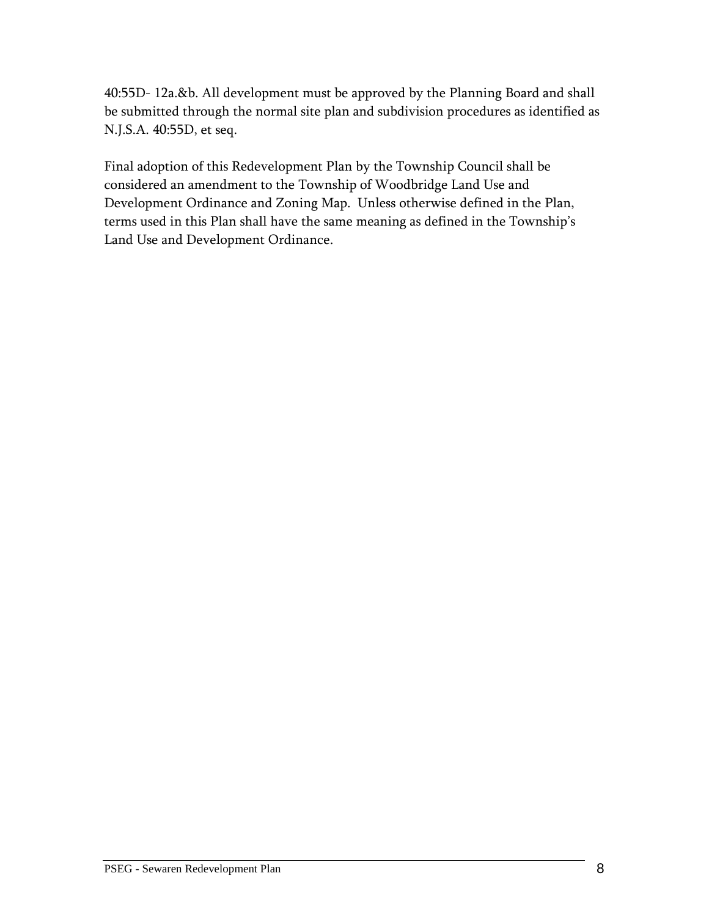40:55D- 12a.&b. All development must be approved by the Planning Board and shall be submitted through the normal site plan and subdivision procedures as identified as N.J.S.A. 40:55D, et seq.

Final adoption of this Redevelopment Plan by the Township Council shall be considered an amendment to the Township of Woodbridge Land Use and Development Ordinance and Zoning Map. Unless otherwise defined in the Plan, terms used in this Plan shall have the same meaning as defined in the Township's Land Use and Development Ordinance.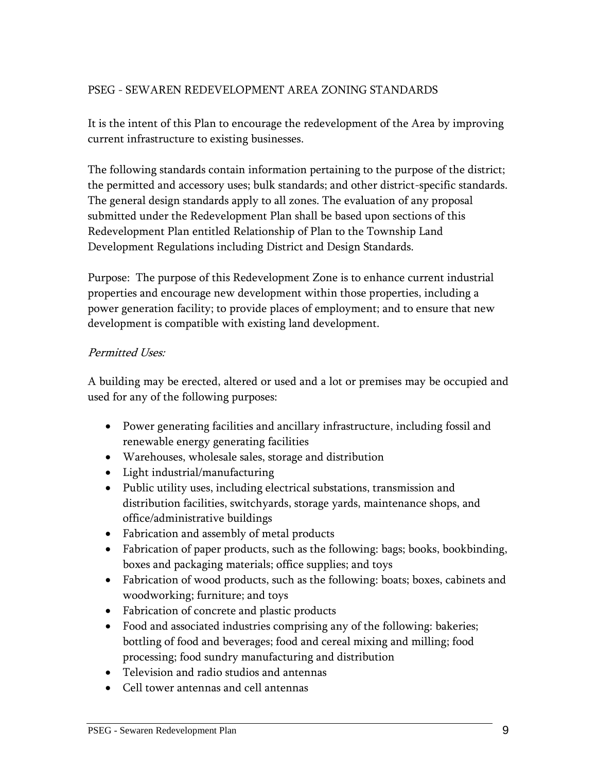## PSEG - SEWAREN REDEVELOPMENT AREA ZONING STANDARDS

It is the intent of this Plan to encourage the redevelopment of the Area by improving current infrastructure to existing businesses.

The following standards contain information pertaining to the purpose of the district; the permitted and accessory uses; bulk standards; and other district-specific standards. The general design standards apply to all zones. The evaluation of any proposal submitted under the Redevelopment Plan shall be based upon sections of this Redevelopment Plan entitled Relationship of Plan to the Township Land Development Regulations including District and Design Standards.

Purpose: The purpose of this Redevelopment Zone is to enhance current industrial properties and encourage new development within those properties, including a power generation facility; to provide places of employment; and to ensure that new development is compatible with existing land development.

*Permitted Uses:*

A building may be erected, altered or used and a lot or premises may be occupied and used for any of the following purposes:

- Power generating facilities and ancillary infrastructure, including fossil and renewable energy generating facilities
- Warehouses, wholesale sales, storage and distribution
- Light industrial/manufacturing
- Public utility uses, including electrical substations, transmission and distribution facilities, switchyards, storage yards, maintenance shops, and office/administrative buildings
- Fabrication and assembly of metal products
- Fabrication of paper products, such as the following: bags; books, bookbinding, boxes and packaging materials; office supplies; and toys
- Fabrication of wood products, such as the following: boats; boxes, cabinets and woodworking; furniture; and toys
- Fabrication of concrete and plastic products
- Food and associated industries comprising any of the following: bakeries; bottling of food and beverages; food and cereal mixing and milling; food processing; food sundry manufacturing and distribution
- Television and radio studios and antennas
- Cell tower antennas and cell antennas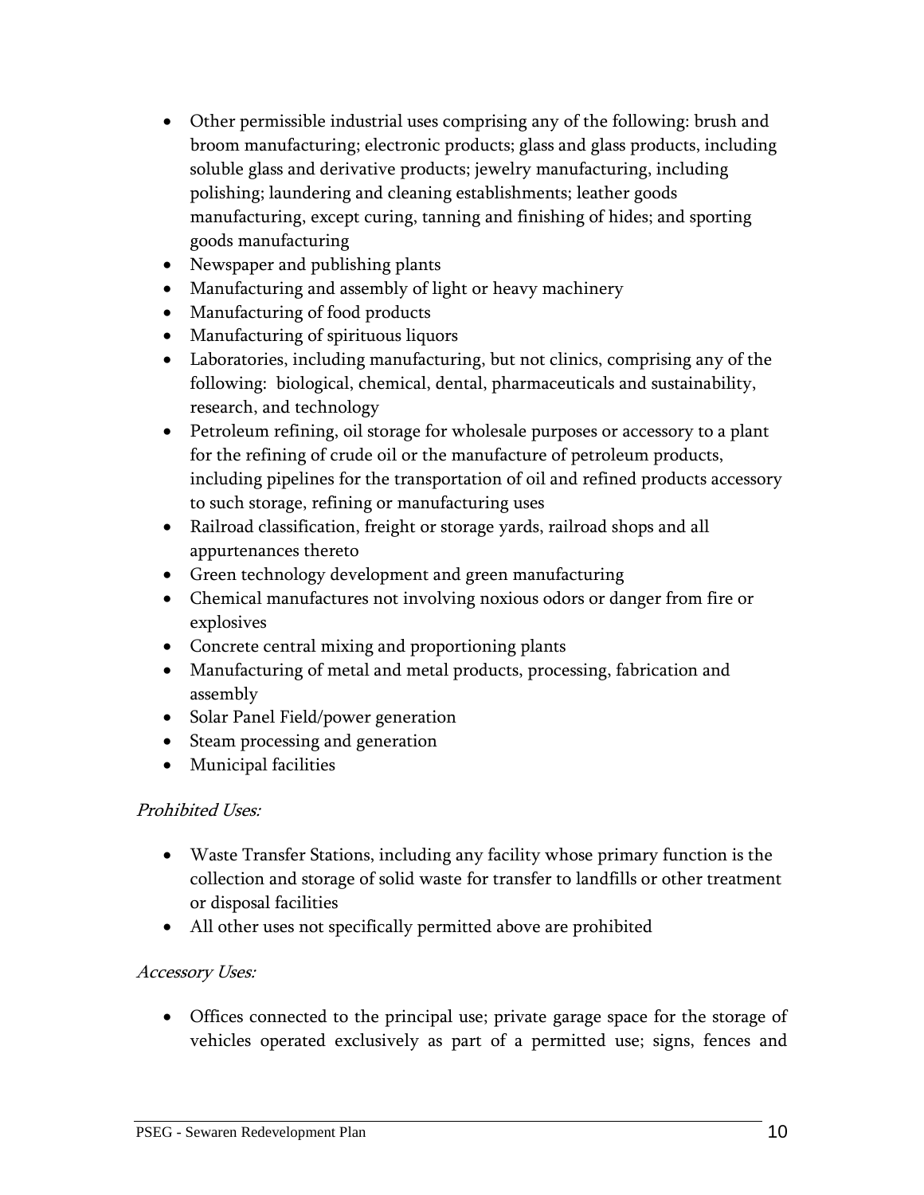- Other permissible industrial uses comprising any of the following: brush and broom manufacturing; electronic products; glass and glass products, including soluble glass and derivative products; jewelry manufacturing, including polishing; laundering and cleaning establishments; leather goods manufacturing, except curing, tanning and finishing of hides; and sporting goods manufacturing
- Newspaper and publishing plants
- Manufacturing and assembly of light or heavy machinery
- Manufacturing of food products
- Manufacturing of spirituous liquors
- Laboratories, including manufacturing, but not clinics, comprising any of the following: biological, chemical, dental, pharmaceuticals and sustainability, research, and technology
- Petroleum refining, oil storage for wholesale purposes or accessory to a plant for the refining of crude oil or the manufacture of petroleum products, including pipelines for the transportation of oil and refined products accessory to such storage, refining or manufacturing uses
- Railroad classification, freight or storage yards, railroad shops and all appurtenances thereto
- Green technology development and green manufacturing
- Chemical manufactures not involving noxious odors or danger from fire or explosives
- Concrete central mixing and proportioning plants
- Manufacturing of metal and metal products, processing, fabrication and assembly
- Solar Panel Field/power generation
- Steam processing and generation
- Municipal facilities

*Prohibited Uses:*

- Waste Transfer Stations, including any facility whose primary function is the collection and storage of solid waste for transfer to landfills or other treatment or disposal facilities
- All other uses not specifically permitted above are prohibited

*Accessory Uses:*

- Offices connected to the principal use; private garage space for the storage of vehicles operated exclusively as part of a permitted use; signs, fences and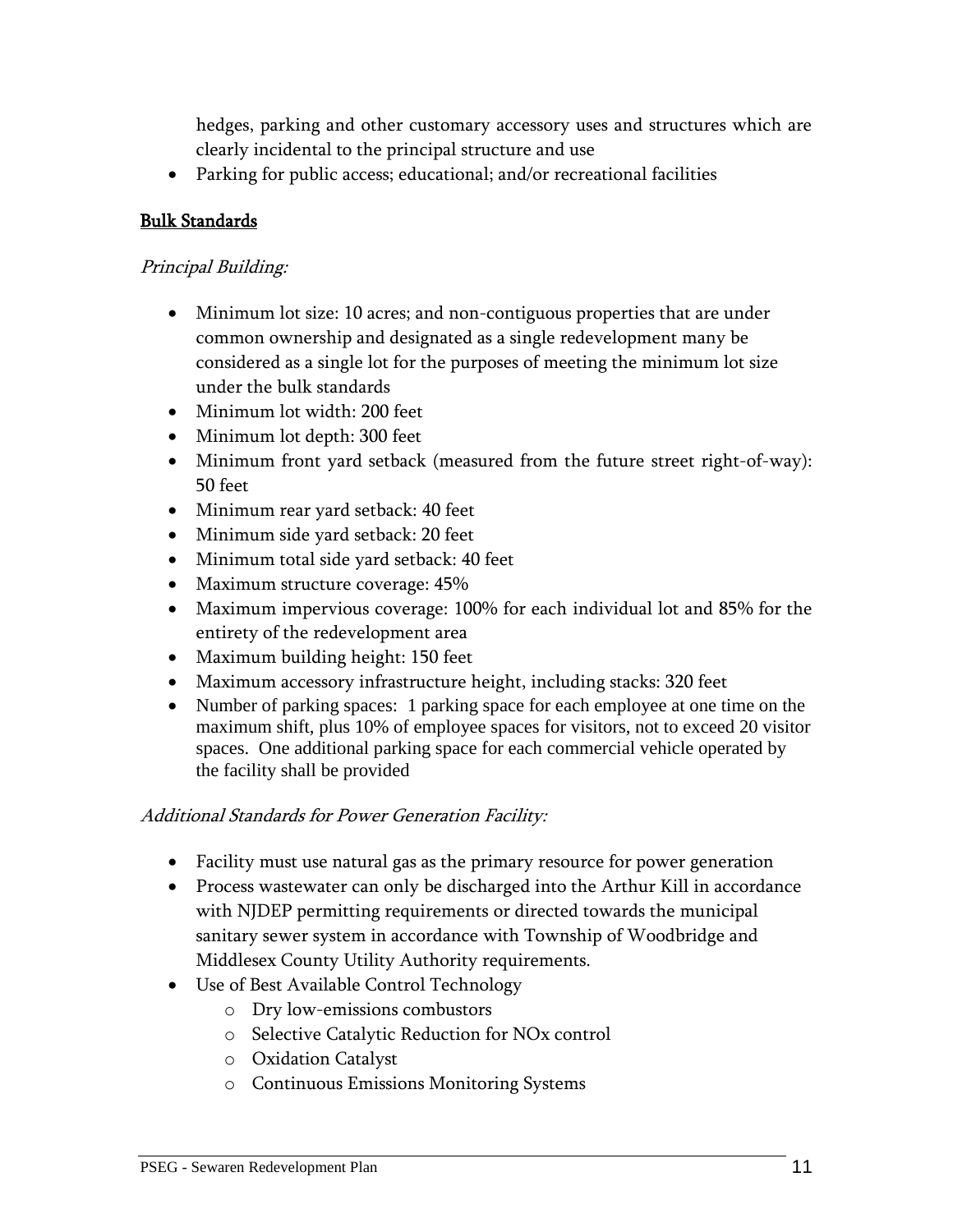hedges, parking and other customary accessory uses and structures which are clearly incidental to the principal structure and use

- Parking for public access; educational; and/or recreational facilities

**Bulk Standards**

*Principal Building:*

- Minimum lot size: 10 acres; and non-contiguous properties that are under common ownership and designated as a single redevelopment many be considered as a single lot for the purposes of meeting the minimum lot size under the bulk standards
- Minimum lot width: 200 feet
- Minimum lot depth: 300 feet
- Minimum front yard setback (measured from the future street right-of-way): 50 feet
- Minimum rear yard setback: 40 feet
- Minimum side yard setback: 20 feet
- Minimum total side yard setback: 40 feet
- Maximum structure coverage: 45%
- Maximum impervious coverage: 100% for each individual lot and 85% for the entirety of the redevelopment area
- Maximum building height: 150 feet
- Maximum accessory infrastructure height, including stacks: 320 feet
- Number of parking spaces: 1 parking space for each employee at one time on the maximum shift, plus 10% of employee spaces for visitors, not to exceed 20 visitor spaces. One additional parking space for each commercial vehicle operated by the facility shall be provided

*Additional Standards for Power Generation Facility:*

- Facility must use natural gas as the primary resource for power generation
- Process wastewater can only be discharged into the Arthur Kill in accordance with NJDEP permitting requirements or directed towards the municipal sanitary sewer system in accordance with Township of Woodbridge and Middlesex County Utility Authority requirements.
- Use of Best Available Control Technology
    - Dry low-emissions combustors
    - Selective Catalytic Reduction for NOx control
    - Oxidation Catalyst
    - Continuous Emissions Monitoring Systems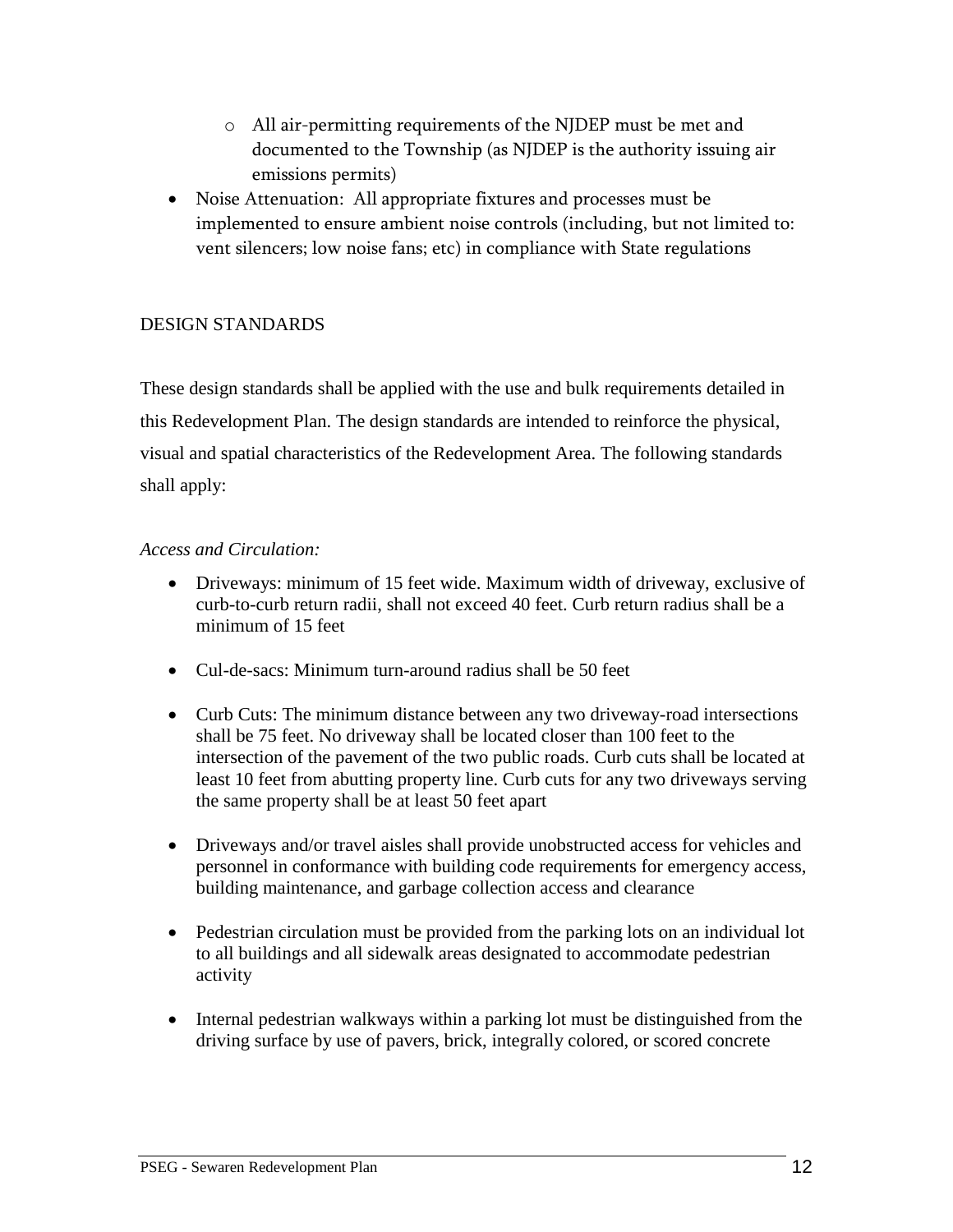- All air-permitting requirements of the NJDEP must be met and documented to the Township (as NJDEP is the authority issuing air emissions permits)
- Noise Attenuation: All appropriate fixtures and processes must be implemented to ensure ambient noise controls (including, but not limited to: vent silencers; low noise fans; etc) in compliance with State regulations

## DESIGN STANDARDS

These design standards shall be applied with the use and bulk requirements detailed in this Redevelopment Plan. The design standards are intended to reinforce the physical, visual and spatial characteristics of the Redevelopment Area. The following standards shall apply:

*Access and Circulation:*

- Driveways: minimum of 15 feet wide. Maximum width of driveway, exclusive of curb-to-curb return radii, shall not exceed 40 feet. Curb return radius shall be a minimum of 15 feet

- Cul-de-sacs: Minimum turn-around radius shall be 50 feet

- Curb Cuts: The minimum distance between any two driveway-road intersections shall be 75 feet. No driveway shall be located closer than 100 feet to the intersection of the pavement of the two public roads. Curb cuts shall be located at least 10 feet from abutting property line. Curb cuts for any two driveways serving the same property shall be at least 50 feet apart

- Driveways and/or travel aisles shall provide unobstructed access for vehicles and personnel in conformance with building code requirements for emergency access, building maintenance, and garbage collection access and clearance

- Pedestrian circulation must be provided from the parking lots on an individual lot to all buildings and all sidewalk areas designated to accommodate pedestrian activity

- Internal pedestrian walkways within a parking lot must be distinguished from the driving surface by use of pavers, brick, integrally colored, or scored concrete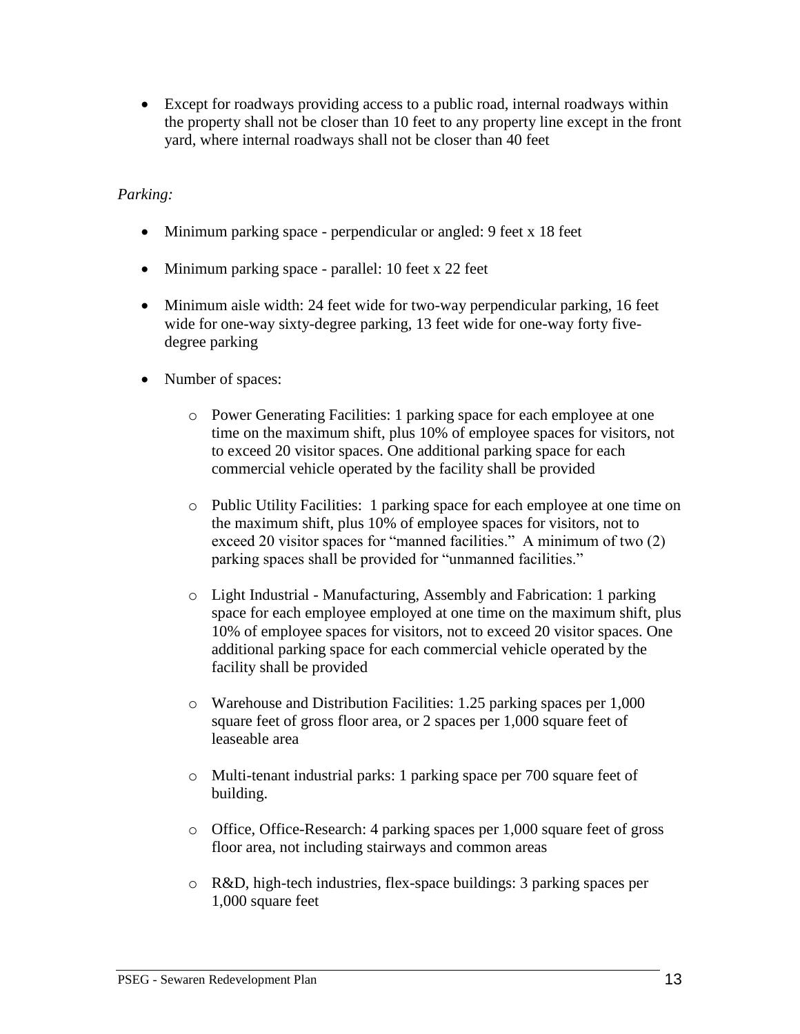- Except for roadways providing access to a public road, internal roadways within the property shall not be closer than 10 feet to any property line except in the front yard, where internal roadways shall not be closer than 40 feet

*Parking:*

- Minimum parking space - perpendicular or angled: 9 feet x 18 feet
- Minimum parking space - parallel: 10 feet x 22 feet
- Minimum aisle width: 24 feet wide for two-way perpendicular parking, 16 feet wide for one-way sixty-degree parking, 13 feet wide for one-way forty five-degree parking
- Number of spaces:
  - Power Generating Facilities: 1 parking space for each employee at one time on the maximum shift, plus 10% of employee spaces for visitors, not to exceed 20 visitor spaces. One additional parking space for each commercial vehicle operated by the facility shall be provided
  - Public Utility Facilities: 1 parking space for each employee at one time on the maximum shift, plus 10% of employee spaces for visitors, not to exceed 20 visitor spaces for "manned facilities." A minimum of two (2) parking spaces shall be provided for "unmanned facilities."
  - Light Industrial - Manufacturing, Assembly and Fabrication: 1 parking space for each employee employed at one time on the maximum shift, plus 10% of employee spaces for visitors, not to exceed 20 visitor spaces. One additional parking space for each commercial vehicle operated by the facility shall be provided
  - Warehouse and Distribution Facilities: 1.25 parking spaces per 1,000 square feet of gross floor area, or 2 spaces per 1,000 square feet of leaseable area
  - Multi-tenant industrial parks: 1 parking space per 700 square feet of building.
  - Office, Office-Research: 4 parking spaces per 1,000 square feet of gross floor area, not including stairways and common areas
  - R&D, high-tech industries, flex-space buildings: 3 parking spaces per 1,000 square feet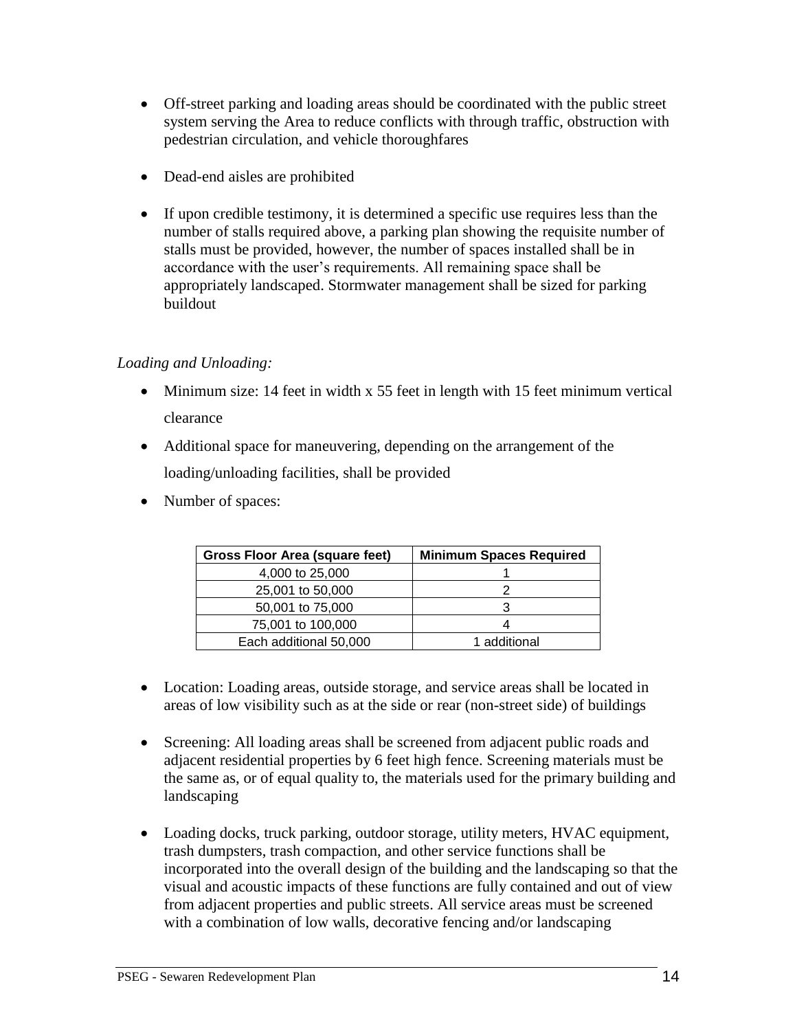- Off-street parking and loading areas should be coordinated with the public street system serving the Area to reduce conflicts with through traffic, obstruction with pedestrian circulation, and vehicle thoroughfares

- Dead-end aisles are prohibited

- If upon credible testimony, it is determined a specific use requires less than the number of stalls required above, a parking plan showing the requisite number of stalls must be provided, however, the number of spaces installed shall be in accordance with the user's requirements. All remaining space shall be appropriately landscaped. Stormwater management shall be sized for parking buildout

*Loading and Unloading:*

- Minimum size: 14 feet in width x 55 feet in length with 15 feet minimum vertical clearance
- Additional space for maneuvering, depending on the arrangement of the loading/unloading facilities, shall be provided
- Number of spaces:

| Gross Floor Area (square feet) | Minimum Spaces Required |
|---|---|
| 4,000 to 25,000 | 1 |
| 25,001 to 50,000 | 2 |
| 50,001 to 75,000 | 3 |
| 75,001 to 100,000 | 4 |
| Each additional 50,000 | 1 additional |

- Location: Loading areas, outside storage, and service areas shall be located in areas of low visibility such as at the side or rear (non-street side) of buildings

- Screening: All loading areas shall be screened from adjacent public roads and adjacent residential properties by 6 feet high fence. Screening materials must be the same as, or of equal quality to, the materials used for the primary building and landscaping

- Loading docks, truck parking, outdoor storage, utility meters, HVAC equipment, trash dumpsters, trash compaction, and other service functions shall be incorporated into the overall design of the building and the landscaping so that the visual and acoustic impacts of these functions are fully contained and out of view from adjacent properties and public streets. All service areas must be screened with a combination of low walls, decorative fencing and/or landscaping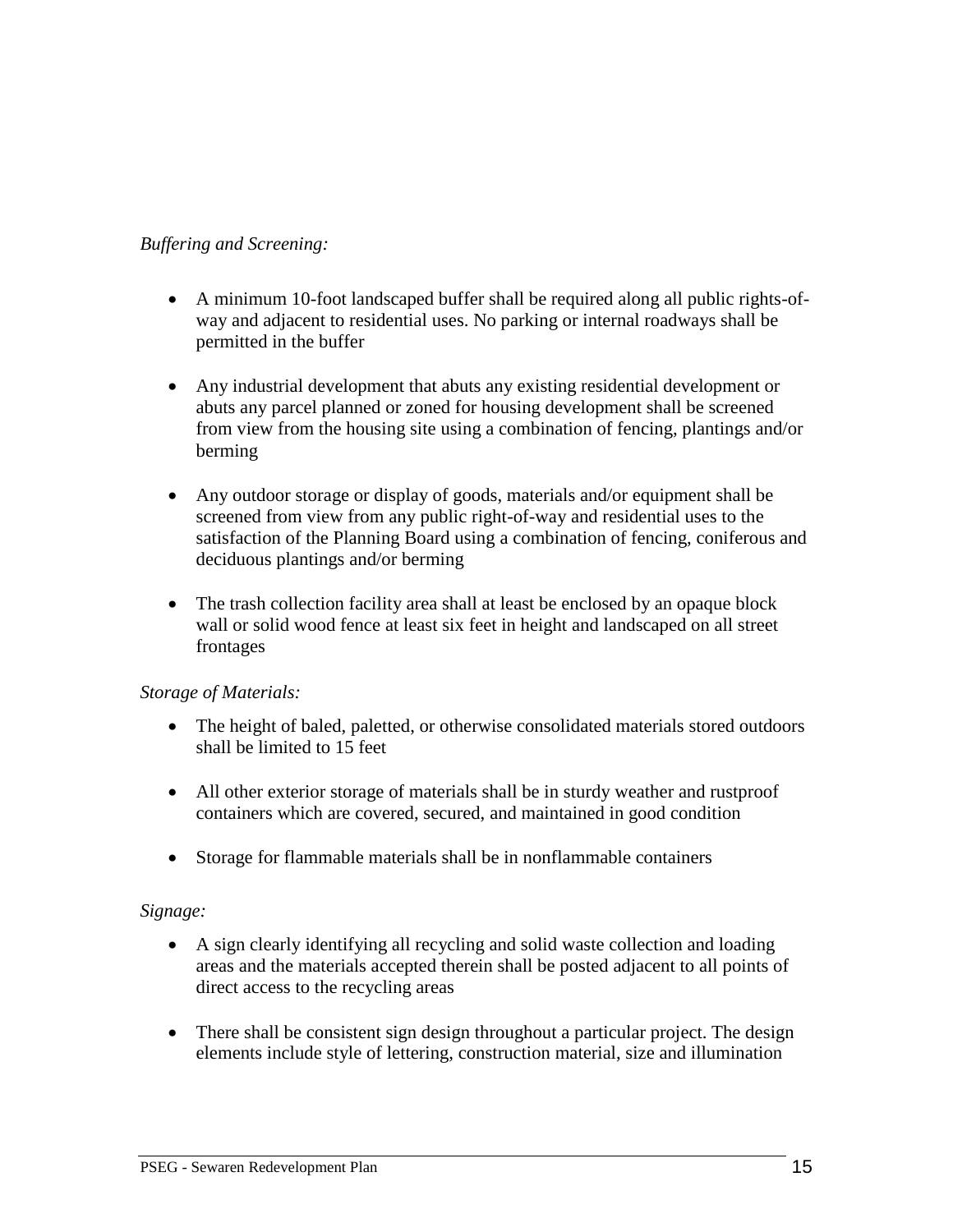*Buffering and Screening:*

- A minimum 10-foot landscaped buffer shall be required along all public rights-of-way and adjacent to residential uses. No parking or internal roadways shall be permitted in the buffer

- Any industrial development that abuts any existing residential development or abuts any parcel planned or zoned for housing development shall be screened from view from the housing site using a combination of fencing, plantings and/or berming

- Any outdoor storage or display of goods, materials and/or equipment shall be screened from view from any public right-of-way and residential uses to the satisfaction of the Planning Board using a combination of fencing, coniferous and deciduous plantings and/or berming

- The trash collection facility area shall at least be enclosed by an opaque block wall or solid wood fence at least six feet in height and landscaped on all street frontages

*Storage of Materials:*

- The height of baled, paletted, or otherwise consolidated materials stored outdoors shall be limited to 15 feet

- All other exterior storage of materials shall be in sturdy weather and rustproof containers which are covered, secured, and maintained in good condition

- Storage for flammable materials shall be in nonflammable containers

*Signage:*

- A sign clearly identifying all recycling and solid waste collection and loading areas and the materials accepted therein shall be posted adjacent to all points of direct access to the recycling areas

- There shall be consistent sign design throughout a particular project. The design elements include style of lettering, construction material, size and illumination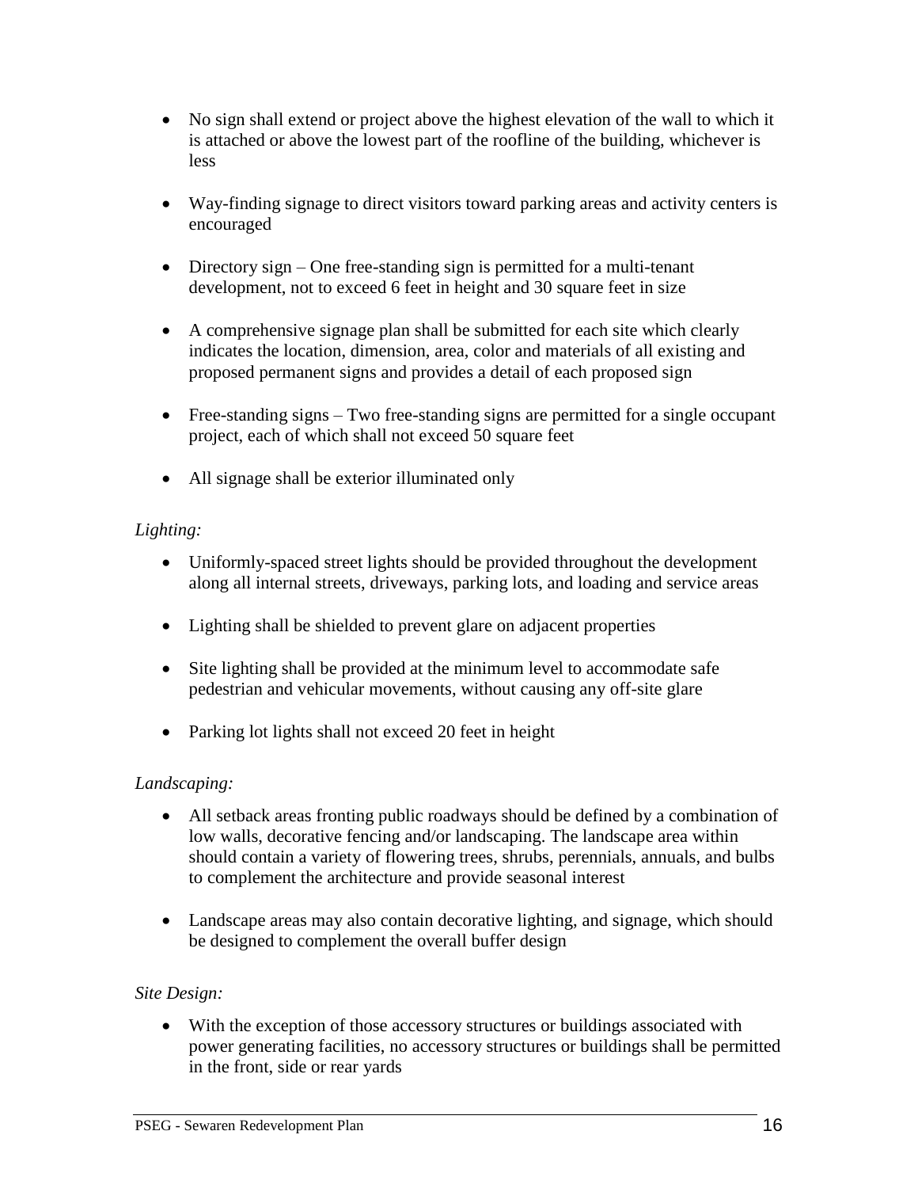- No sign shall extend or project above the highest elevation of the wall to which it is attached or above the lowest part of the roofline of the building, whichever is less

- Way-finding signage to direct visitors toward parking areas and activity centers is encouraged

- Directory sign – One free-standing sign is permitted for a multi-tenant development, not to exceed 6 feet in height and 30 square feet in size

- A comprehensive signage plan shall be submitted for each site which clearly indicates the location, dimension, area, color and materials of all existing and proposed permanent signs and provides a detail of each proposed sign

- Free-standing signs – Two free-standing signs are permitted for a single occupant project, each of which shall not exceed 50 square feet

- All signage shall be exterior illuminated only

*Lighting:*

- Uniformly-spaced street lights should be provided throughout the development along all internal streets, driveways, parking lots, and loading and service areas

- Lighting shall be shielded to prevent glare on adjacent properties

- Site lighting shall be provided at the minimum level to accommodate safe pedestrian and vehicular movements, without causing any off-site glare

- Parking lot lights shall not exceed 20 feet in height

*Landscaping:*

- All setback areas fronting public roadways should be defined by a combination of low walls, decorative fencing and/or landscaping. The landscape area within should contain a variety of flowering trees, shrubs, perennials, annuals, and bulbs to complement the architecture and provide seasonal interest

- Landscape areas may also contain decorative lighting, and signage, which should be designed to complement the overall buffer design

*Site Design:*

- With the exception of those accessory structures or buildings associated with power generating facilities, no accessory structures or buildings shall be permitted in the front, side or rear yards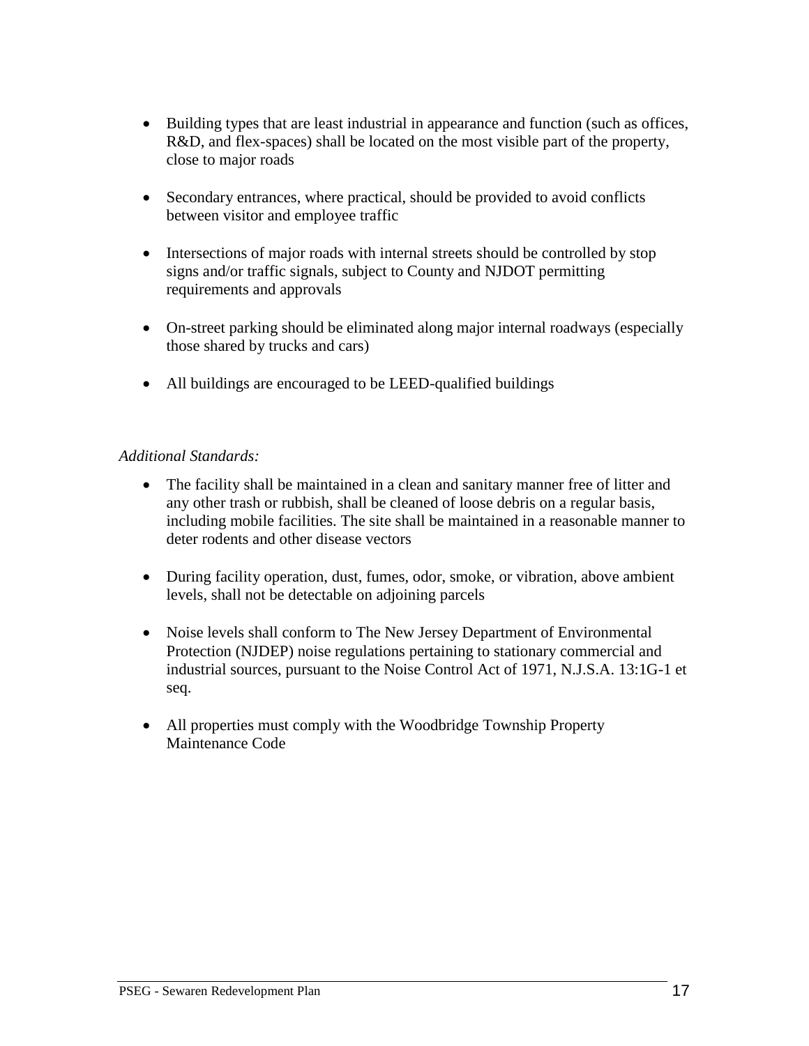- Building types that are least industrial in appearance and function (such as offices, R&D, and flex-spaces) shall be located on the most visible part of the property, close to major roads

- Secondary entrances, where practical, should be provided to avoid conflicts between visitor and employee traffic

- Intersections of major roads with internal streets should be controlled by stop signs and/or traffic signals, subject to County and NJDOT permitting requirements and approvals

- On-street parking should be eliminated along major internal roadways (especially those shared by trucks and cars)

- All buildings are encouraged to be LEED-qualified buildings

*Additional Standards:*

- The facility shall be maintained in a clean and sanitary manner free of litter and any other trash or rubbish, shall be cleaned of loose debris on a regular basis, including mobile facilities. The site shall be maintained in a reasonable manner to deter rodents and other disease vectors

- During facility operation, dust, fumes, odor, smoke, or vibration, above ambient levels, shall not be detectable on adjoining parcels

- Noise levels shall conform to The New Jersey Department of Environmental Protection (NJDEP) noise regulations pertaining to stationary commercial and industrial sources, pursuant to the Noise Control Act of 1971, N.J.S.A. 13:1G-1 et seq.

- All properties must comply with the Woodbridge Township Property Maintenance Code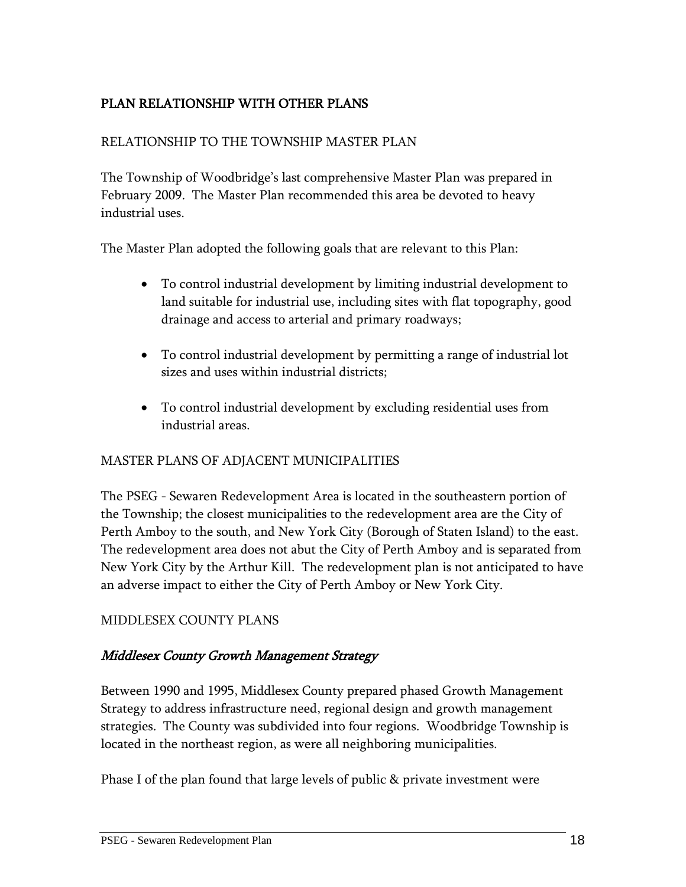## PLAN RELATIONSHIP WITH OTHER PLANS

### RELATIONSHIP TO THE TOWNSHIP MASTER PLAN

The Township of Woodbridge's last comprehensive Master Plan was prepared in February 2009. The Master Plan recommended this area be devoted to heavy industrial uses.

The Master Plan adopted the following goals that are relevant to this Plan:

- To control industrial development by limiting industrial development to land suitable for industrial use, including sites with flat topography, good drainage and access to arterial and primary roadways;
- To control industrial development by permitting a range of industrial lot sizes and uses within industrial districts;
- To control industrial development by excluding residential uses from industrial areas.

### MASTER PLANS OF ADJACENT MUNICIPALITIES

The PSEG - Sewaren Redevelopment Area is located in the southeastern portion of the Township; the closest municipalities to the redevelopment area are the City of Perth Amboy to the south, and New York City (Borough of Staten Island) to the east. The redevelopment area does not abut the City of Perth Amboy and is separated from New York City by the Arthur Kill. The redevelopment plan is not anticipated to have an adverse impact to either the City of Perth Amboy or New York City.

### MIDDLESEX COUNTY PLANS

#### *Middlesex County Growth Management Strategy*

Between 1990 and 1995, Middlesex County prepared phased Growth Management Strategy to address infrastructure need, regional design and growth management strategies. The County was subdivided into four regions. Woodbridge Township is located in the northeast region, as were all neighboring municipalities.

Phase I of the plan found that large levels of public & private investment were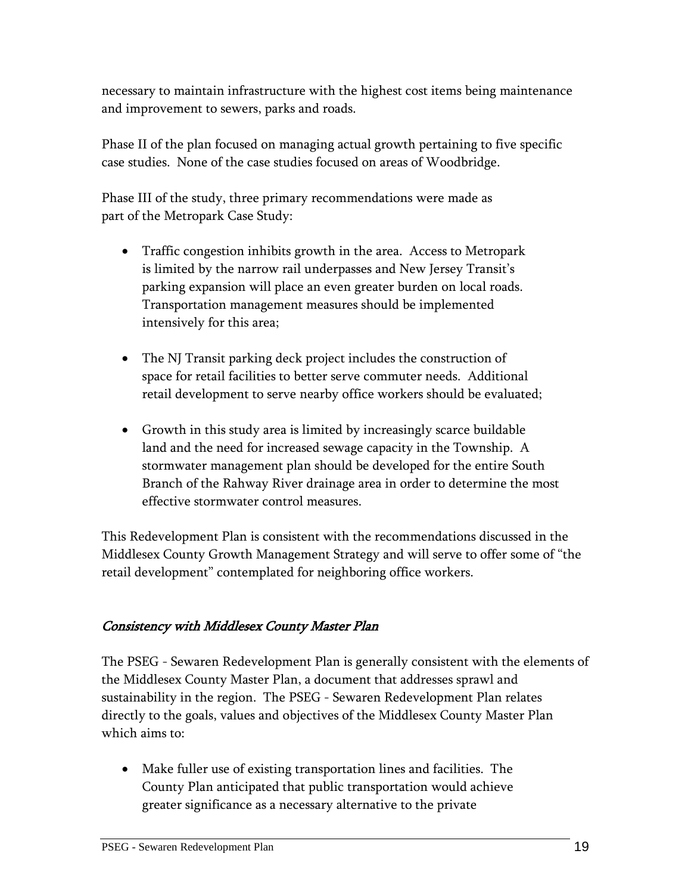necessary to maintain infrastructure with the highest cost items being maintenance and improvement to sewers, parks and roads.

Phase II of the plan focused on managing actual growth pertaining to five specific case studies. None of the case studies focused on areas of Woodbridge.

Phase III of the study, three primary recommendations were made as part of the Metropark Case Study:

- Traffic congestion inhibits growth in the area. Access to Metropark is limited by the narrow rail underpasses and New Jersey Transit's parking expansion will place an even greater burden on local roads. Transportation management measures should be implemented intensively for this area;

- The NJ Transit parking deck project includes the construction of space for retail facilities to better serve commuter needs. Additional retail development to serve nearby office workers should be evaluated;

- Growth in this study area is limited by increasingly scarce buildable land and the need for increased sewage capacity in the Township. A stormwater management plan should be developed for the entire South Branch of the Rahway River drainage area in order to determine the most effective stormwater control measures.

This Redevelopment Plan is consistent with the recommendations discussed in the Middlesex County Growth Management Strategy and will serve to offer some of "the retail development" contemplated for neighboring office workers.

## *Consistency with Middlesex County Master Plan*

The PSEG - Sewaren Redevelopment Plan is generally consistent with the elements of the Middlesex County Master Plan, a document that addresses sprawl and sustainability in the region. The PSEG - Sewaren Redevelopment Plan relates directly to the goals, values and objectives of the Middlesex County Master Plan which aims to:

- Make fuller use of existing transportation lines and facilities. The County Plan anticipated that public transportation would achieve greater significance as a necessary alternative to the private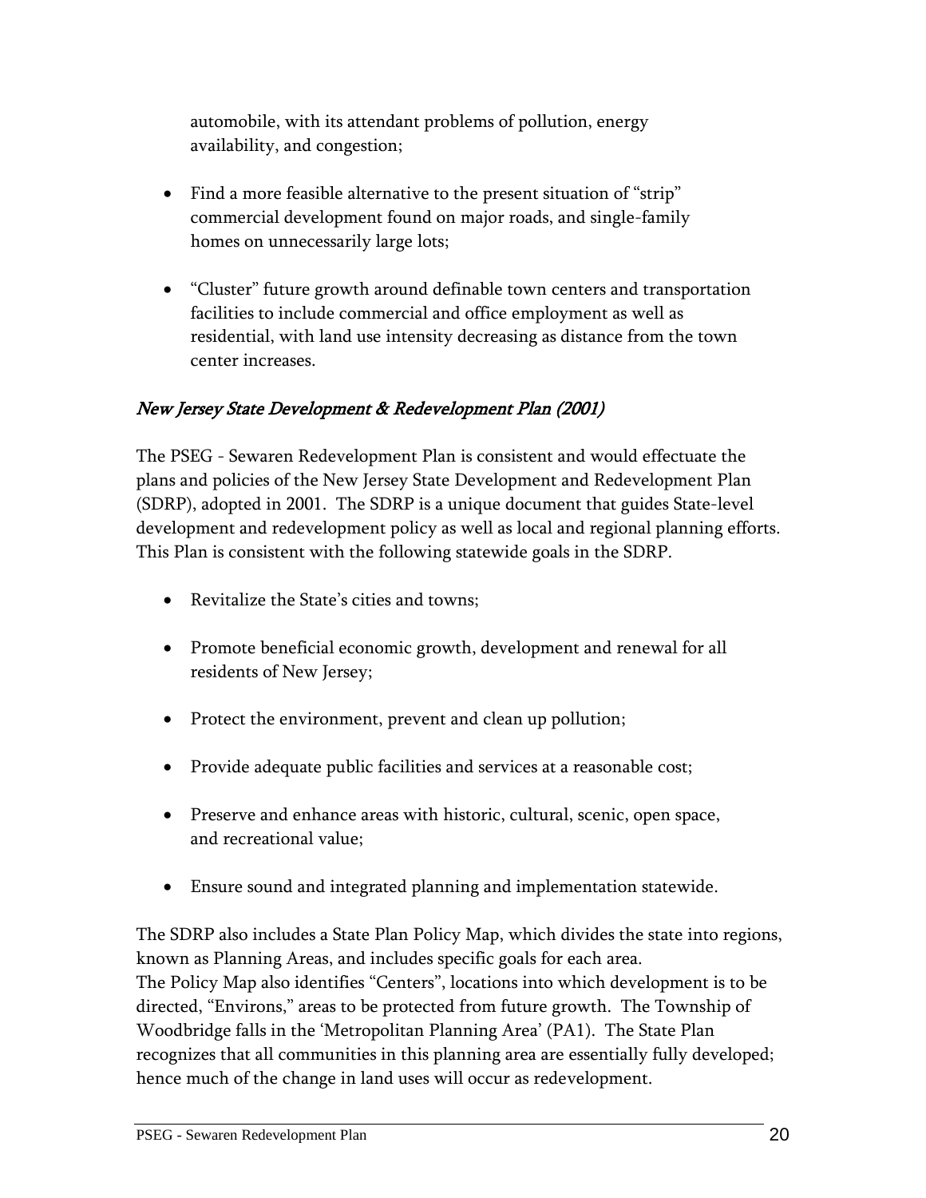automobile, with its attendant problems of pollution, energy availability, and congestion;

- Find a more feasible alternative to the present situation of "strip" commercial development found on major roads, and single-family homes on unnecessarily large lots;

- "Cluster" future growth around definable town centers and transportation facilities to include commercial and office employment as well as residential, with land use intensity decreasing as distance from the town center increases.

### *New Jersey State Development & Redevelopment Plan (2001)*

The PSEG - Sewaren Redevelopment Plan is consistent and would effectuate the plans and policies of the New Jersey State Development and Redevelopment Plan (SDRP), adopted in 2001. The SDRP is a unique document that guides State-level development and redevelopment policy as well as local and regional planning efforts. This Plan is consistent with the following statewide goals in the SDRP.

- Revitalize the State's cities and towns;

- Promote beneficial economic growth, development and renewal for all residents of New Jersey;

- Protect the environment, prevent and clean up pollution;

- Provide adequate public facilities and services at a reasonable cost;

- Preserve and enhance areas with historic, cultural, scenic, open space, and recreational value;

- Ensure sound and integrated planning and implementation statewide.

The SDRP also includes a State Plan Policy Map, which divides the state into regions, known as Planning Areas, and includes specific goals for each area.
The Policy Map also identifies "Centers", locations into which development is to be directed, "Environs," areas to be protected from future growth. The Township of Woodbridge falls in the 'Metropolitan Planning Area' (PA1). The State Plan recognizes that all communities in this planning area are essentially fully developed; hence much of the change in land uses will occur as redevelopment.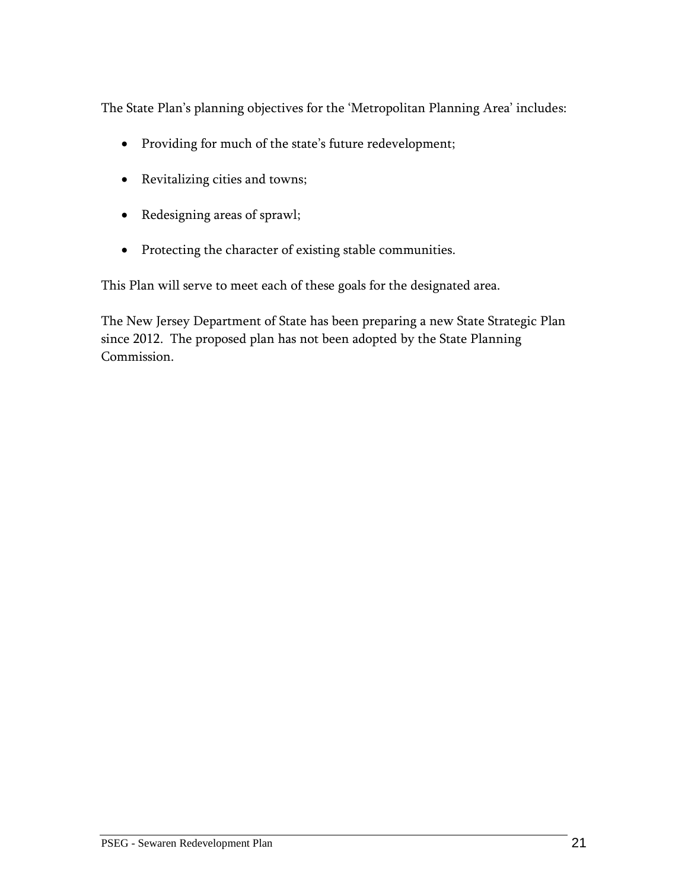The State Plan's planning objectives for the 'Metropolitan Planning Area' includes:

- Providing for much of the state's future redevelopment;
- Revitalizing cities and towns;
- Redesigning areas of sprawl;
- Protecting the character of existing stable communities.

This Plan will serve to meet each of these goals for the designated area.

The New Jersey Department of State has been preparing a new State Strategic Plan since 2012. The proposed plan has not been adopted by the State Planning Commission.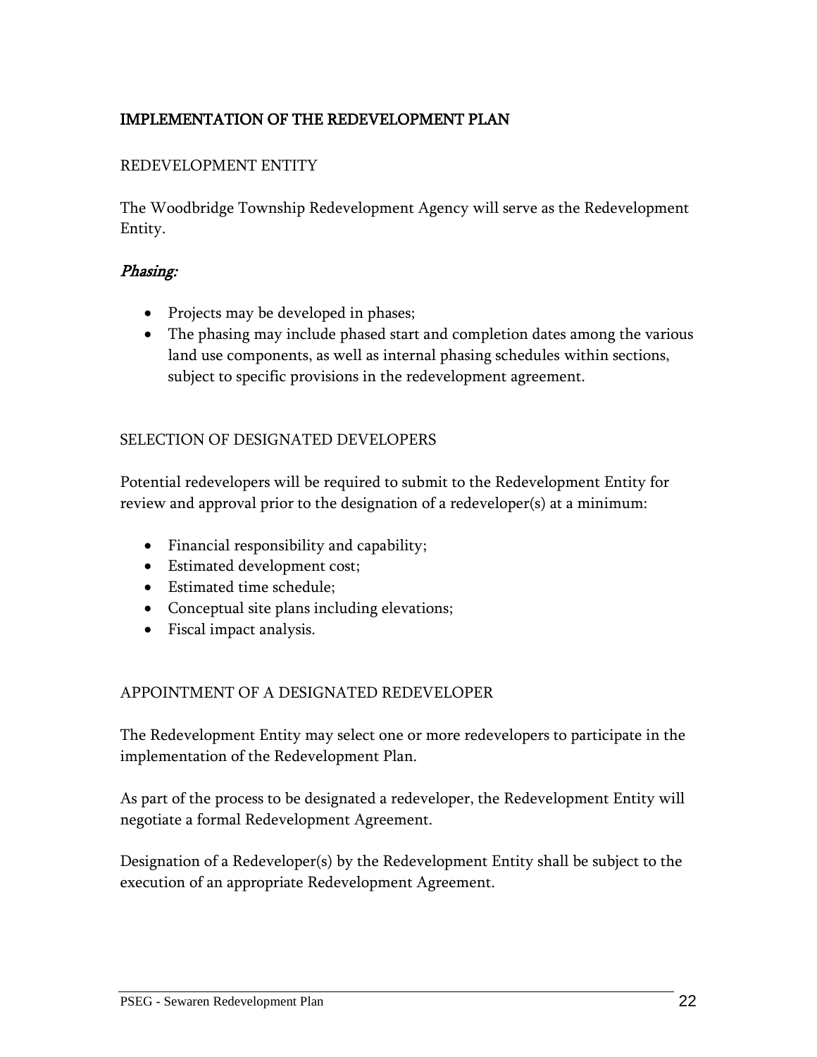# IMPLEMENTATION OF THE REDEVELOPMENT PLAN

## REDEVELOPMENT ENTITY

The Woodbridge Township Redevelopment Agency will serve as the Redevelopment Entity.

### *Phasing:*

- Projects may be developed in phases;
- The phasing may include phased start and completion dates among the various land use components, as well as internal phasing schedules within sections, subject to specific provisions in the redevelopment agreement.

## SELECTION OF DESIGNATED DEVELOPERS

Potential redevelopers will be required to submit to the Redevelopment Entity for review and approval prior to the designation of a redeveloper(s) at a minimum:

- Financial responsibility and capability;
- Estimated development cost;
- Estimated time schedule;
- Conceptual site plans including elevations;
- Fiscal impact analysis.

## APPOINTMENT OF A DESIGNATED REDEVELOPER

The Redevelopment Entity may select one or more redevelopers to participate in the implementation of the Redevelopment Plan.

As part of the process to be designated a redeveloper, the Redevelopment Entity will negotiate a formal Redevelopment Agreement.

Designation of a Redeveloper(s) by the Redevelopment Entity shall be subject to the execution of an appropriate Redevelopment Agreement.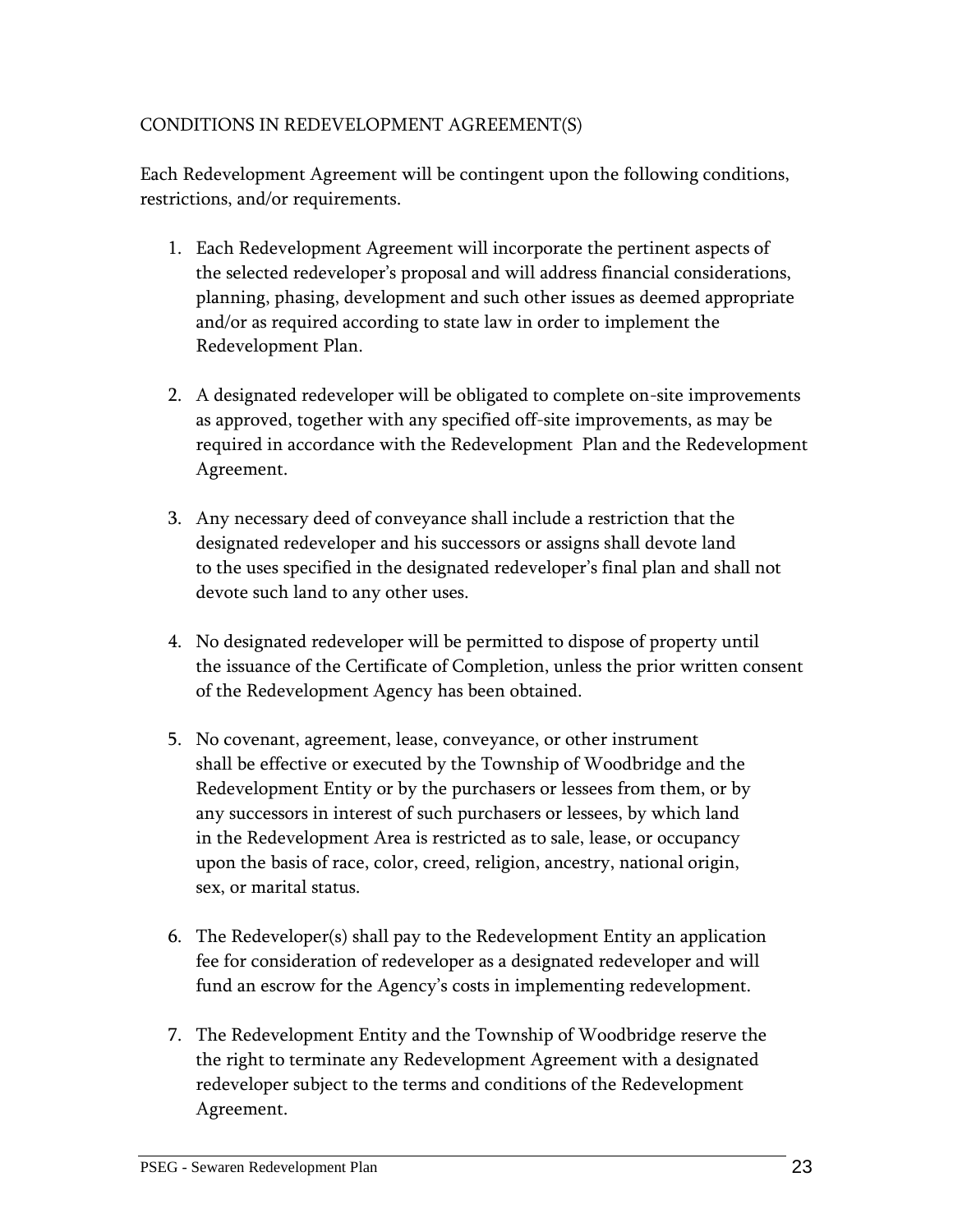## CONDITIONS IN REDEVELOPMENT AGREEMENT(S)

Each Redevelopment Agreement will be contingent upon the following conditions, restrictions, and/or requirements.

1. Each Redevelopment Agreement will incorporate the pertinent aspects of the selected redeveloper's proposal and will address financial considerations, planning, phasing, development and such other issues as deemed appropriate and/or as required according to state law in order to implement the Redevelopment Plan.

2. A designated redeveloper will be obligated to complete on-site improvements as approved, together with any specified off-site improvements, as may be required in accordance with the Redevelopment Plan and the Redevelopment Agreement.

3. Any necessary deed of conveyance shall include a restriction that the designated redeveloper and his successors or assigns shall devote land to the uses specified in the designated redeveloper's final plan and shall not devote such land to any other uses.

4. No designated redeveloper will be permitted to dispose of property until the issuance of the Certificate of Completion, unless the prior written consent of the Redevelopment Agency has been obtained.

5. No covenant, agreement, lease, conveyance, or other instrument shall be effective or executed by the Township of Woodbridge and the Redevelopment Entity or by the purchasers or lessees from them, or by any successors in interest of such purchasers or lessees, by which land in the Redevelopment Area is restricted as to sale, lease, or occupancy upon the basis of race, color, creed, religion, ancestry, national origin, sex, or marital status.

6. The Redeveloper(s) shall pay to the Redevelopment Entity an application fee for consideration of redeveloper as a designated redeveloper and will fund an escrow for the Agency's costs in implementing redevelopment.

7. The Redevelopment Entity and the Township of Woodbridge reserve the the right to terminate any Redevelopment Agreement with a designated redeveloper subject to the terms and conditions of the Redevelopment Agreement.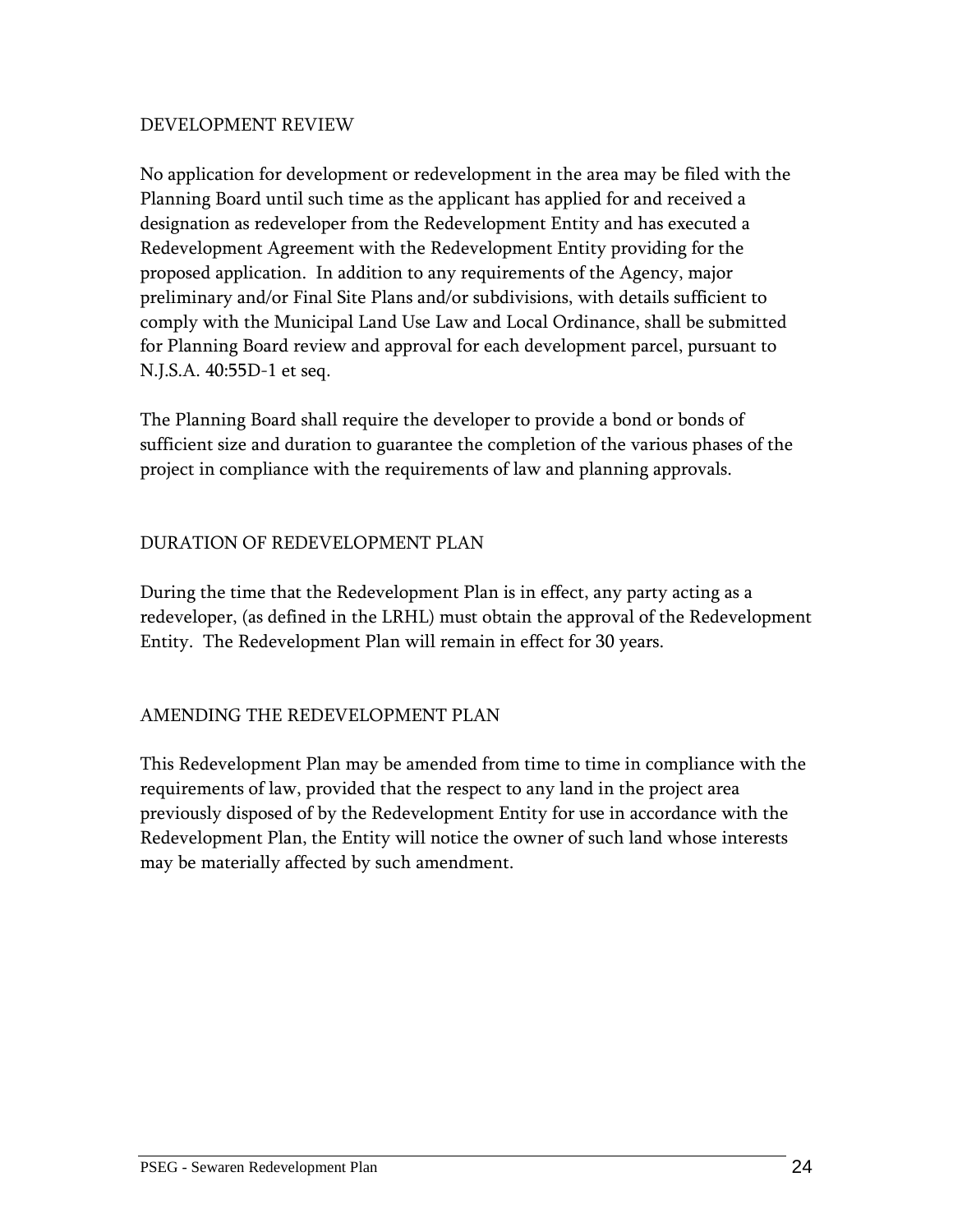## DEVELOPMENT REVIEW

No application for development or redevelopment in the area may be filed with the Planning Board until such time as the applicant has applied for and received a designation as redeveloper from the Redevelopment Entity and has executed a Redevelopment Agreement with the Redevelopment Entity providing for the proposed application. In addition to any requirements of the Agency, major preliminary and/or Final Site Plans and/or subdivisions, with details sufficient to comply with the Municipal Land Use Law and Local Ordinance, shall be submitted for Planning Board review and approval for each development parcel, pursuant to N.J.S.A. 40:55D-1 et seq.

The Planning Board shall require the developer to provide a bond or bonds of sufficient size and duration to guarantee the completion of the various phases of the project in compliance with the requirements of law and planning approvals.

## DURATION OF REDEVELOPMENT PLAN

During the time that the Redevelopment Plan is in effect, any party acting as a redeveloper, (as defined in the LRHL) must obtain the approval of the Redevelopment Entity. The Redevelopment Plan will remain in effect for 30 years.

## AMENDING THE REDEVELOPMENT PLAN

This Redevelopment Plan may be amended from time to time in compliance with the requirements of law, provided that the respect to any land in the project area previously disposed of by the Redevelopment Entity for use in accordance with the Redevelopment Plan, the Entity will notice the owner of such land whose interests may be materially affected by such amendment.